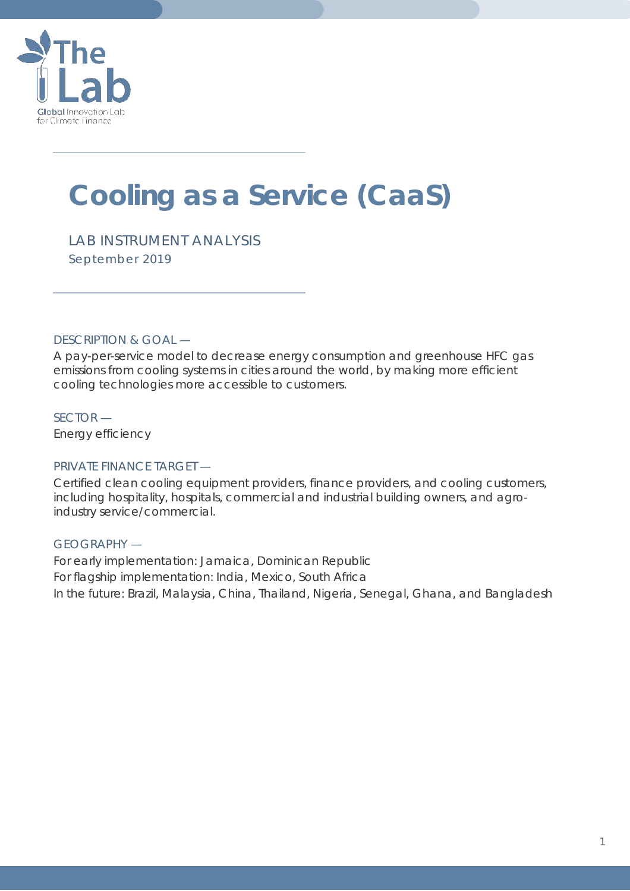The Lab

Global Innovation Lab for Climate Finance

# Cooling as a Service (CaaS)

LAB INSTRUMENT ANALYSIS

September 2019

DESCRIPTION & GOAL —

A pay-per-service model to decrease energy consumption and greenhouse HFC gas emissions from cooling systems in cities around the world, by making more efficient cooling technologies more accessible to customers.

SECTOR —

Energy efficiency

PRIVATE FINANCE TARGET —

Certified clean cooling equipment providers, finance providers, and cooling customers, including hospitality, hospitals, commercial and industrial building owners, and agro-industry service/commercial.

GEOGRAPHY —

For early implementation: Jamaica, Dominican Republic

For flagship implementation: India, Mexico, South Africa

In the future: Brazil, Malaysia, China, Thailand, Nigeria, Senegal, Ghana, and Bangladesh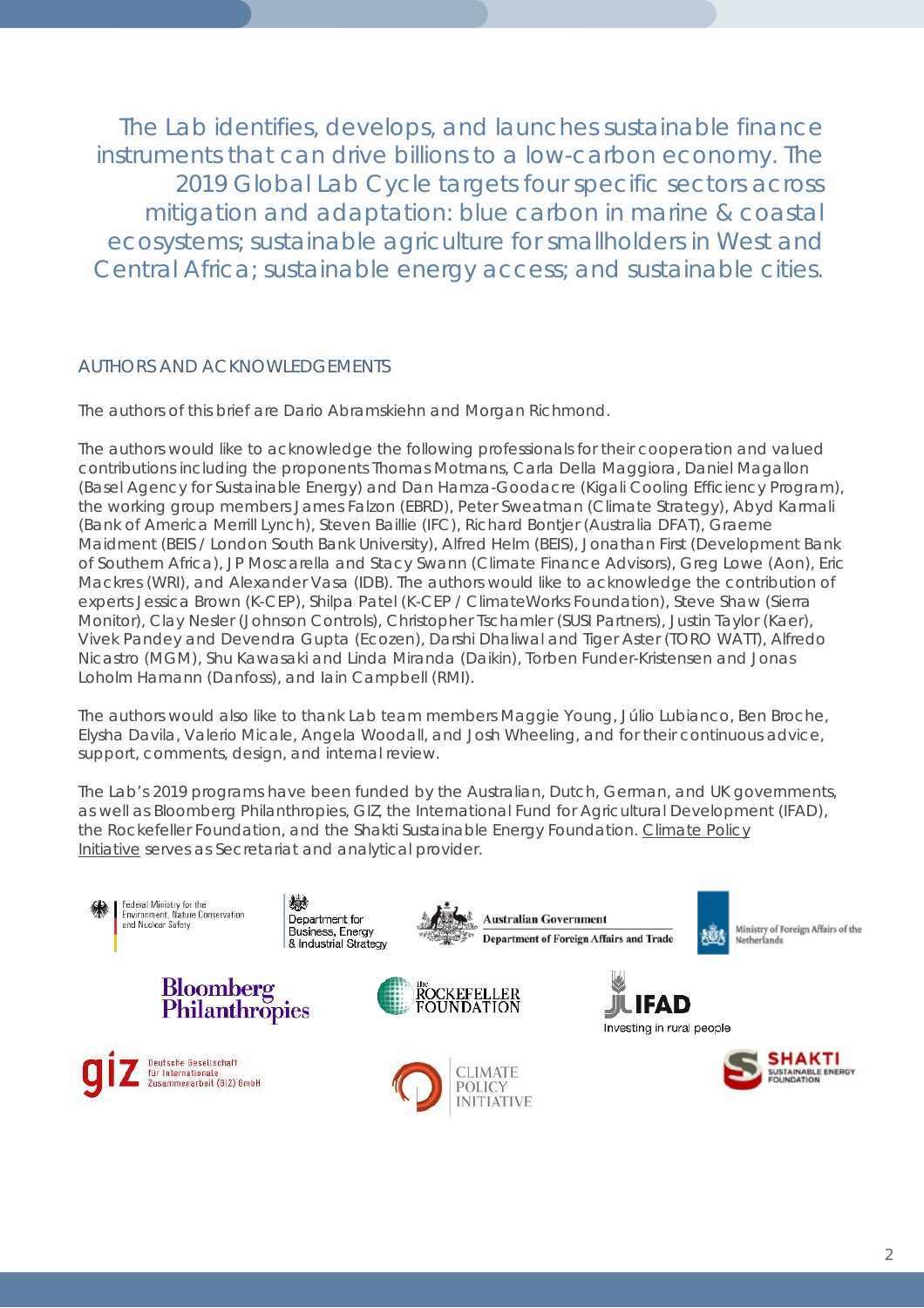The Lab identifies, develops, and launches sustainable finance instruments that can drive billions to a low-carbon economy. The 2019 Global Lab Cycle targets four specific sectors across mitigation and adaptation: blue carbon in marine & coastal ecosystems; sustainable agriculture for smallholders in West and Central Africa; sustainable energy access; and sustainable cities.

## AUTHORS AND ACKNOWLEDGEMENTS

The authors of this brief are Dario Abramskiehn and Morgan Richmond.

The authors would like to acknowledge the following professionals for their cooperation and valued contributions including the proponents Thomas Motmans, Carla Della Maggiora, Daniel Magallon (Basel Agency for Sustainable Energy) and Dan Hamza-Goodacre (Kigali Cooling Efficiency Program), the working group members James Falzon (EBRD), Peter Sweatman (Climate Strategy), Abyd Karmali (Bank of America Merrill Lynch), Steven Baillie (IFC), Richard Bontjer (Australia DFAT), Graeme Maidment (BEIS / London South Bank University), Alfred Helm (BEIS), Jonathan First (Development Bank of Southern Africa), JP Moscarella and Stacy Swann (Climate Finance Advisors), Greg Lowe (Aon), Eric Mackres (WRI), and Alexander Vasa (IDB). The authors would like to acknowledge the contribution of experts Jessica Brown (K-CEP), Shilpa Patel (K-CEP / ClimateWorks Foundation), Steve Shaw (Sierra Monitor), Clay Nesler (Johnson Controls), Christopher Tschamler (SUSI Partners), Justin Taylor (Kaer), Vivek Pandey and Devendra Gupta (Ecozen), Darshi Dhaliwal and Tiger Aster (TORO WATT), Alfredo Nicastro (MGM), Shu Kawasaki and Linda Miranda (Daikin), Torben Funder-Kristensen and Jonas Loholm Hamann (Danfoss), and Iain Campbell (RMI).

The authors would also like to thank Lab team members Maggie Young, Júlio Lubianco, Ben Broche, Elysha Davila, Valerio Micale, Angela Woodall, and Josh Wheeling, and for their continuous advice, support, comments, design, and internal review.

The Lab's 2019 programs have been funded by the Australian, Dutch, German, and UK governments, as well as Bloomberg Philanthropies, GIZ, the International Fund for Agricultural Development (IFAD), the Rockefeller Foundation, and the Shakti Sustainable Energy Foundation. Climate Policy Initiative serves as Secretariat and analytical provider.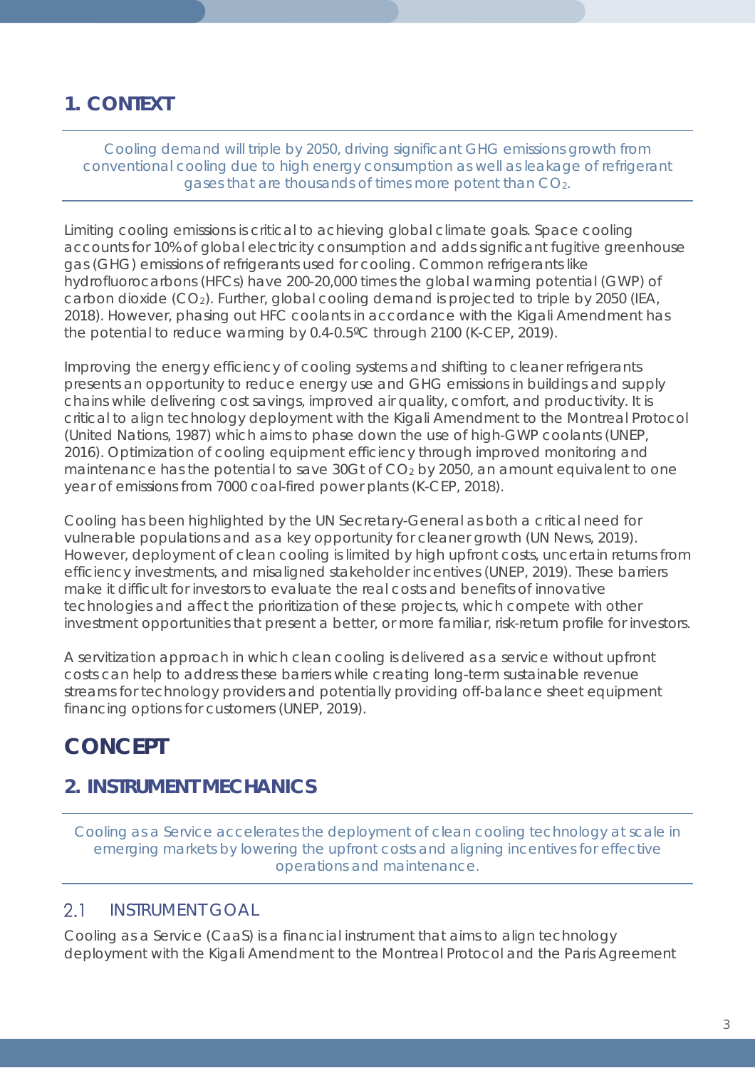## 1. CONTEXT

*Cooling demand will triple by 2050, driving significant GHG emissions growth from conventional cooling due to high energy consumption as well as leakage of refrigerant gases that are thousands of times more potent than $CO_2$.*

Limiting cooling emissions is critical to achieving global climate goals. Space cooling accounts for 10% of global electricity consumption and adds significant fugitive greenhouse gas (GHG) emissions of refrigerants used for cooling. Common refrigerants like hydrofluorocarbons (HFCs) have 200-20,000 times the global warming potential (GWP) of carbon dioxide ($CO_2$). Further, global cooling demand is projected to triple by 2050 (IEA, 2018). However, phasing out HFC coolants in accordance with the Kigali Amendment has the potential to reduce warming by 0.4-0.5ºC through 2100 (K-CEP, 2019).

Improving the energy efficiency of cooling systems and shifting to cleaner refrigerants presents an opportunity to reduce energy use and GHG emissions in buildings and supply chains while delivering cost savings, improved air quality, comfort, and productivity. It is critical to align technology deployment with the Kigali Amendment to the Montreal Protocol (United Nations, 1987) which aims to phase down the use of high-GWP coolants (UNEP, 2016). Optimization of cooling equipment efficiency through improved monitoring and maintenance has the potential to save 30Gt of $CO_2$ by 2050, an amount equivalent to one year of emissions from 7000 coal-fired power plants (K-CEP, 2018).

Cooling has been highlighted by the UN Secretary-General as both a critical need for vulnerable populations and as a key opportunity for cleaner growth (UN News, 2019). However, deployment of clean cooling is limited by high upfront costs, uncertain returns from efficiency investments, and misaligned stakeholder incentives (UNEP, 2019). These barriers make it difficult for investors to evaluate the real costs and benefits of innovative technologies and affect the prioritization of these projects, which compete with other investment opportunities that present a better, or more familiar, risk-return profile for investors.

A servitization approach in which clean cooling is delivered as a service without upfront costs can help to address these barriers while creating long-term sustainable revenue streams for technology providers and potentially providing off-balance sheet equipment financing options for customers (UNEP, 2019).

# CONCEPT

## 2. INSTRUMENT MECHANICS

*Cooling as a Service accelerates the deployment of clean cooling technology at scale in emerging markets by lowering the upfront costs and aligning incentives for effective operations and maintenance.*

### 2.1 INSTRUMENT GOAL

Cooling as a Service (CaaS) is a financial instrument that aims to align technology deployment with the Kigali Amendment to the Montreal Protocol and the Paris Agreement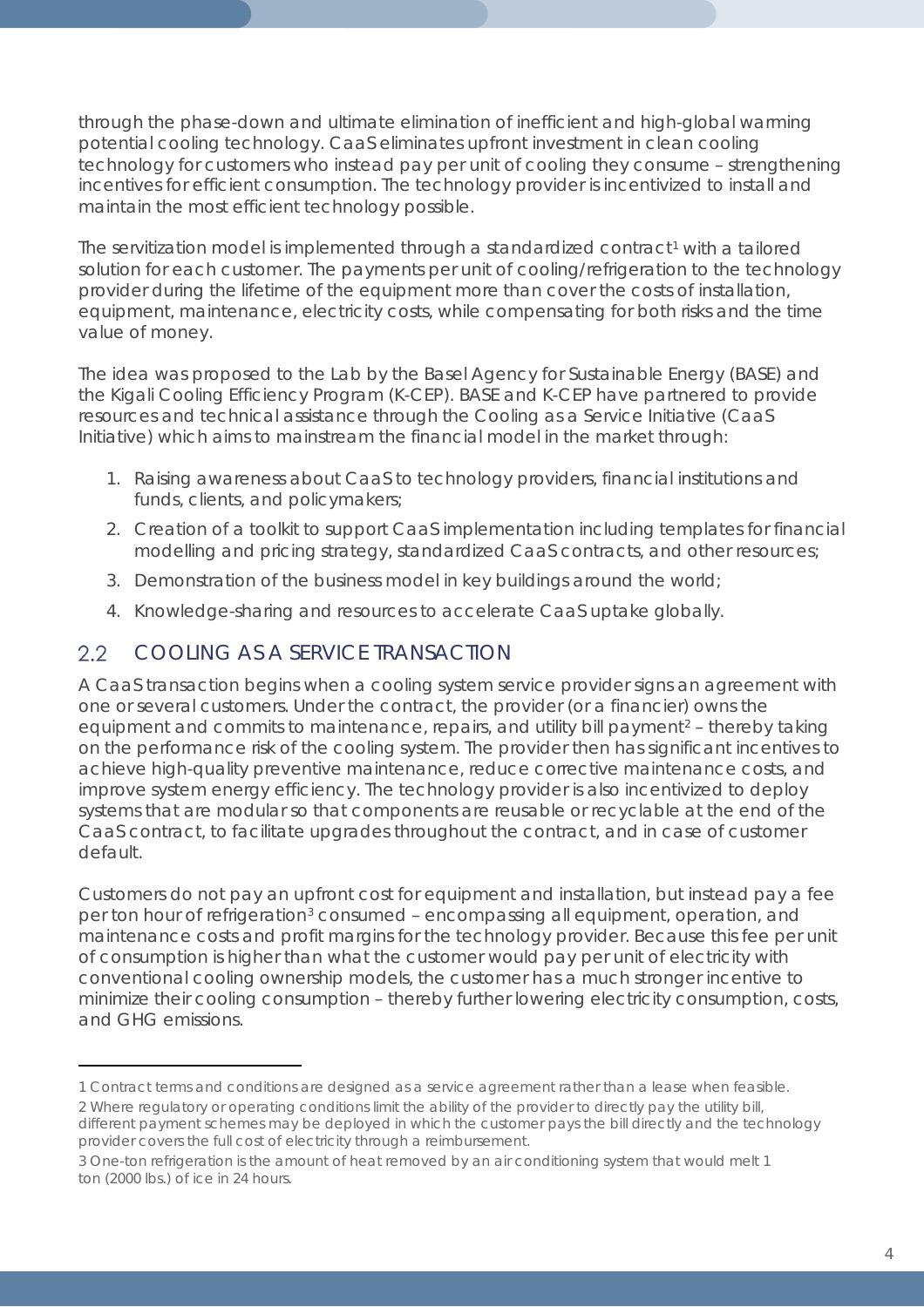through the phase-down and ultimate elimination of inefficient and high-global warming potential cooling technology. CaaS eliminates upfront investment in clean cooling technology for customers who instead pay per unit of cooling they consume – strengthening incentives for efficient consumption. The technology provider is incentivized to install and maintain the most efficient technology possible.

The servitization model is implemented through a standardized contract[1] with a tailored solution for each customer. The payments per unit of cooling/refrigeration to the technology provider during the lifetime of the equipment more than cover the costs of installation, equipment, maintenance, electricity costs, while compensating for both risks and the time value of money.

The idea was proposed to the Lab by the Basel Agency for Sustainable Energy (BASE) and the Kigali Cooling Efficiency Program (K-CEP). BASE and K-CEP have partnered to provide resources and technical assistance through the Cooling as a Service Initiative (CaaS Initiative) which aims to mainstream the financial model in the market through:

1. Raising awareness about CaaS to technology providers, financial institutions and funds, clients, and policymakers;
2. Creation of a toolkit to support CaaS implementation including templates for financial modelling and pricing strategy, standardized CaaS contracts, and other resources;
3. Demonstration of the business model in key buildings around the world;
4. Knowledge-sharing and resources to accelerate CaaS uptake globally.

## 2.2 COOLING AS A SERVICE TRANSACTION

A CaaS transaction begins when a cooling system service provider signs an agreement with one or several customers. Under the contract, the provider (or a financier) owns the equipment and commits to maintenance, repairs, and utility bill payment[2] – thereby taking on the performance risk of the cooling system. The provider then has significant incentives to achieve high-quality preventive maintenance, reduce corrective maintenance costs, and improve system energy efficiency. The technology provider is also incentivized to deploy systems that are modular so that components are reusable or recyclable at the end of the CaaS contract, to facilitate upgrades throughout the contract, and in case of customer default.

Customers do not pay an upfront cost for equipment and installation, but instead pay a fee per ton hour of refrigeration[3] consumed – encompassing all equipment, operation, and maintenance costs and profit margins for the technology provider. Because this fee per unit of consumption is higher than what the customer would pay per unit of electricity with conventional cooling ownership models, the customer has a much stronger incentive to minimize their cooling consumption – thereby further lowering electricity consumption, costs, and GHG emissions.

---

1 Contract terms and conditions are designed as a service agreement rather than a lease when feasible.

2 Where regulatory or operating conditions limit the ability of the provider to directly pay the utility bill, different payment schemes may be deployed in which the customer pays the bill directly and the technology provider covers the full cost of electricity through a reimbursement.

3 One-ton refrigeration is the amount of heat removed by an air conditioning system that would melt 1 ton (2000 lbs.) of ice in 24 hours.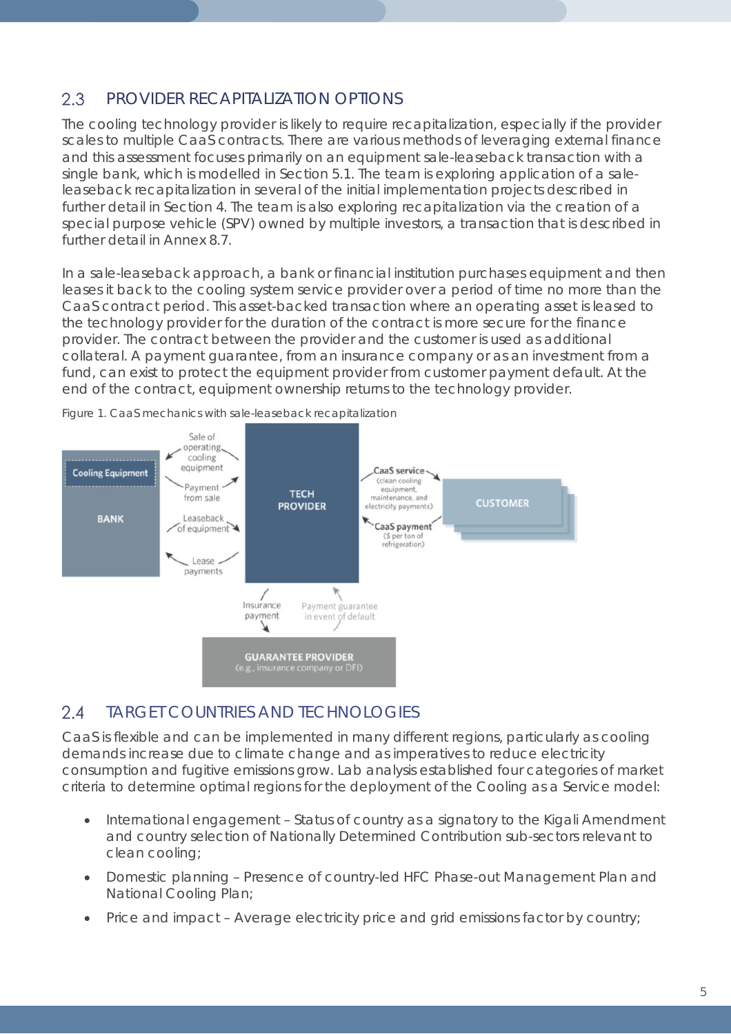## 2.3 PROVIDER RECAPITALIZATION OPTIONS

The cooling technology provider is likely to require recapitalization, especially if the provider scales to multiple CaaS contracts. There are various methods of leveraging external finance and this assessment focuses primarily on an equipment sale-leaseback transaction with a single bank, which is modelled in Section 5.1. The team is exploring application of a sale-leaseback recapitalization in several of the initial implementation projects described in further detail in Section 4. The team is also exploring recapitalization via the creation of a special purpose vehicle (SPV) owned by multiple investors, a transaction that is described in further detail in Annex 8.7.

In a sale-leaseback approach, a bank or financial institution purchases equipment and then leases it back to the cooling system service provider over a period of time no more than the CaaS contract period. This asset-backed transaction where an operating asset is leased to the technology provider for the duration of the contract is more secure for the finance provider. The contract between the provider and the customer is used as additional collateral. A payment guarantee, from an insurance company or as an investment from a fund, can exist to protect the equipment provider from customer payment default. At the end of the contract, equipment ownership returns to the technology provider.

Figure 1. CaaS mechanics with sale-leaseback recapitalization

## 2.4 TARGET COUNTRIES AND TECHNOLOGIES

CaaS is flexible and can be implemented in many different regions, particularly as cooling demands increase due to climate change and as imperatives to reduce electricity consumption and fugitive emissions grow. Lab analysis established four categories of market criteria to determine optimal regions for the deployment of the Cooling as a Service model:

- International engagement – Status of country as a signatory to the Kigali Amendment and country selection of Nationally Determined Contribution sub-sectors relevant to clean cooling;
- Domestic planning – Presence of country-led HFC Phase-out Management Plan and National Cooling Plan;
- Price and impact – Average electricity price and grid emissions factor by country;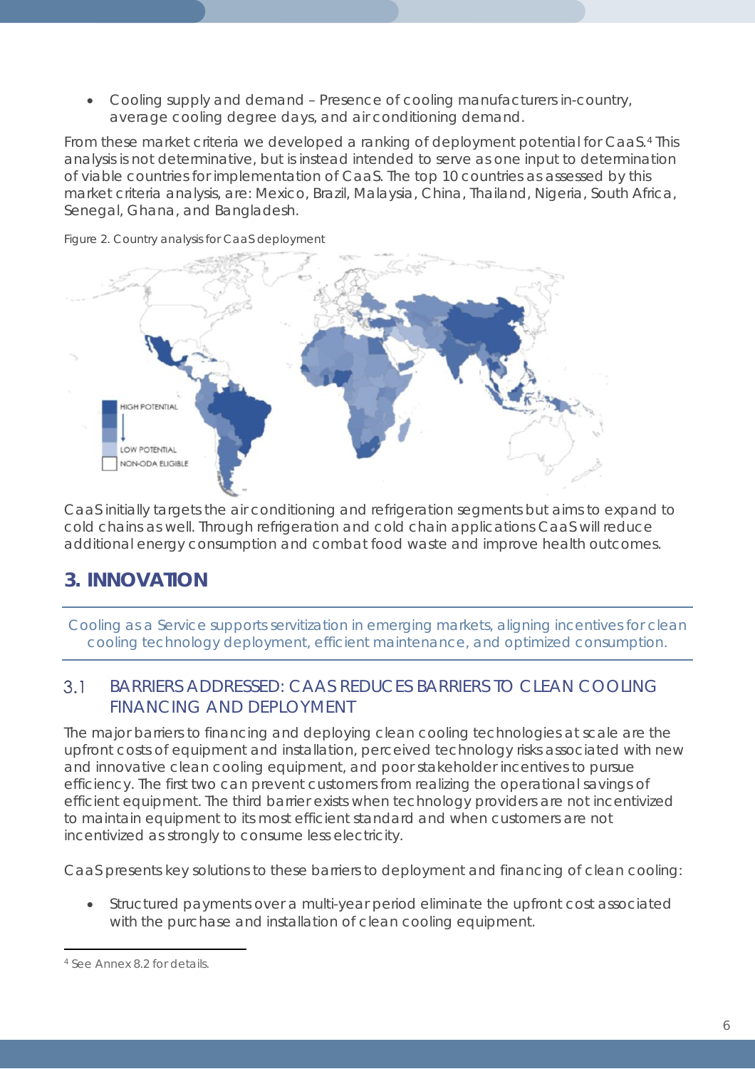- Cooling supply and demand – Presence of cooling manufacturers in-country, average cooling degree days, and air conditioning demand.

From these market criteria we developed a ranking of deployment potential for CaaS.[4] This analysis is not determinative, but is instead intended to serve as one input to determination of viable countries for implementation of CaaS. The top 10 countries as assessed by this market criteria analysis, are: Mexico, Brazil, Malaysia, China, Thailand, Nigeria, South Africa, Senegal, Ghana, and Bangladesh.

Figure 2. Country analysis for CaaS deployment

CaaS initially targets the air conditioning and refrigeration segments but aims to expand to cold chains as well. Through refrigeration and cold chain applications CaaS will reduce additional energy consumption and combat food waste and improve health outcomes.

## 3. INNOVATION

Cooling as a Service supports servitization in emerging markets, aligning incentives for clean cooling technology deployment, efficient maintenance, and optimized consumption.

### 3.1 BARRIERS ADDRESSED: CAAS REDUCES BARRIERS TO CLEAN COOLING FINANCING AND DEPLOYMENT

The major barriers to financing and deploying clean cooling technologies at scale are the upfront costs of equipment and installation, perceived technology risks associated with new and innovative clean cooling equipment, and poor stakeholder incentives to pursue efficiency. The first two can prevent customers from realizing the operational savings of efficient equipment. The third barrier exists when technology providers are not incentivized to maintain equipment to its most efficient standard and when customers are not incentivized as strongly to consume less electricity.

CaaS presents key solutions to these barriers to deployment and financing of clean cooling:

- Structured payments over a multi-year period eliminate the upfront cost associated with the purchase and installation of clean cooling equipment.

[4] See Annex 8.2 for details.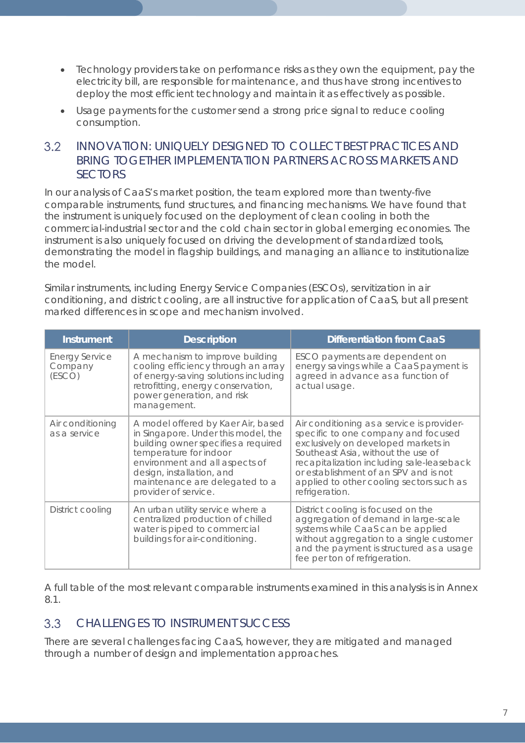- Technology providers take on performance risks as they own the equipment, pay the electricity bill, are responsible for maintenance, and thus have strong incentives to deploy the most efficient technology and maintain it as effectively as possible.
- Usage payments for the customer send a strong price signal to reduce cooling consumption.

## 3.2 INNOVATION: UNIQUELY DESIGNED TO COLLECT BEST PRACTICES AND BRING TOGETHER IMPLEMENTATION PARTNERS ACROSS MARKETS AND SECTORS

In our analysis of CaaS's market position, the team explored more than twenty-five comparable instruments, fund structures, and financing mechanisms. We have found that the instrument is uniquely focused on the deployment of clean cooling in both the commercial-industrial sector and the cold chain sector in global emerging economies. The instrument is also uniquely focused on driving the development of standardized tools, demonstrating the model in flagship buildings, and managing an alliance to institutionalize the model.

Similar instruments, including Energy Service Companies (ESCOs), servitization in air conditioning, and district cooling, are all instructive for application of CaaS, but all present marked differences in scope and mechanism involved.

| Instrument | Description | Differentiation from CaaS |
| --- | --- | --- |
| Energy Service Company (ESCO) | A mechanism to improve building cooling efficiency through an array of energy-saving solutions including retrofitting, energy conservation, power generation, and risk management. | ESCO payments are dependent on energy savings while a CaaS payment is agreed in advance as a function of actual usage. |
| Air conditioning as a service | A model offered by Kaer Air, based in Singapore. Under this model, the building owner specifies a required temperature for indoor environment and all aspects of design, installation, and maintenance are delegated to a provider of service. | Air conditioning as a service is provider-specific to one company and focused exclusively on developed markets in Southeast Asia, without the use of recapitalization including sale-leaseback or establishment of an SPV and is not applied to other cooling sectors such as refrigeration. |
| District cooling | An urban utility service where a centralized production of chilled water is piped to commercial buildings for air-conditioning. | District cooling is focused on the aggregation of demand in large-scale systems while CaaS can be applied without aggregation to a single customer and the payment is structured as a usage fee per ton of refrigeration. |

A full table of the most relevant comparable instruments examined in this analysis is in Annex 8.1.

## 3.3 CHALLENGES TO INSTRUMENT SUCCESS

There are several challenges facing CaaS, however, they are mitigated and managed through a number of design and implementation approaches.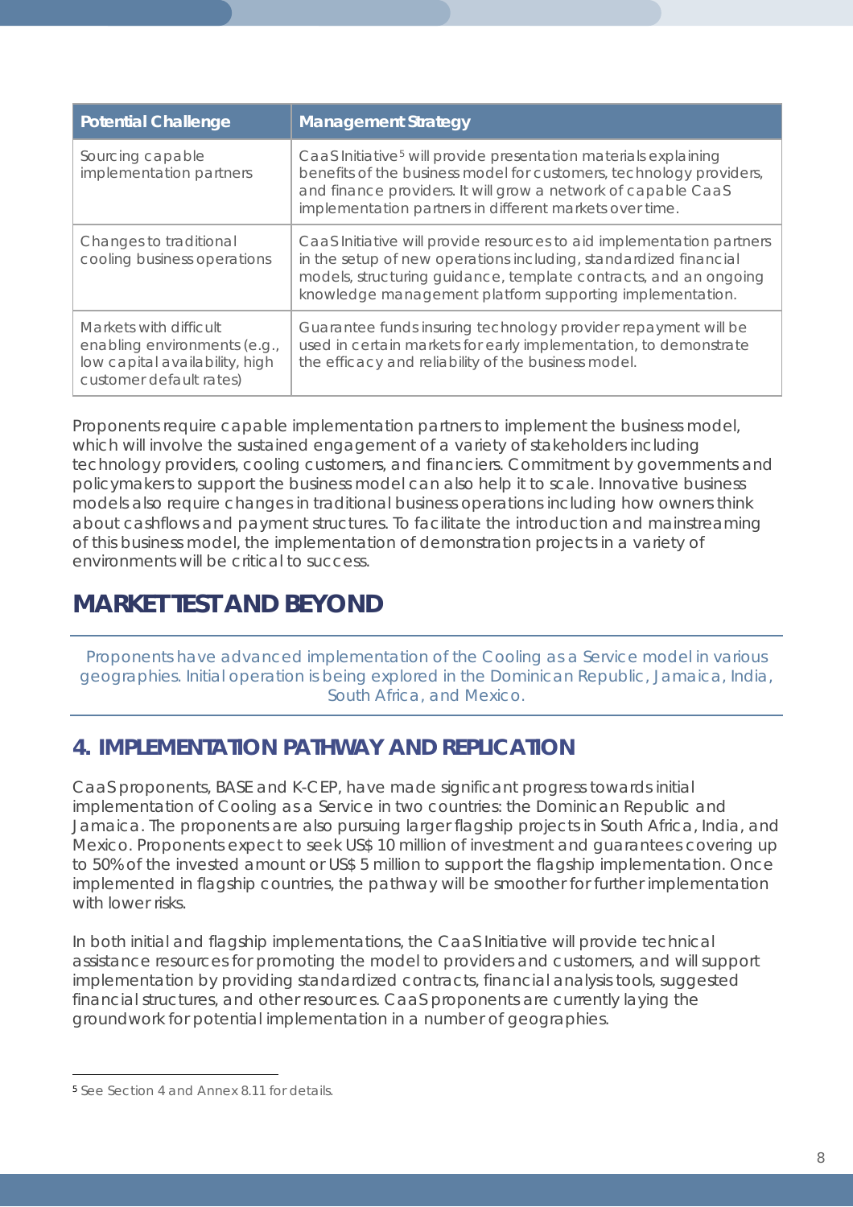| Potential Challenge | Management Strategy |
|---|---|
| Sourcing capable implementation partners | CaaS Initiative[5] will provide presentation materials explaining benefits of the business model for customers, technology providers, and finance providers. It will grow a network of capable CaaS implementation partners in different markets over time. |
| Changes to traditional cooling business operations | CaaS Initiative will provide resources to aid implementation partners in the setup of new operations including, standardized financial models, structuring guidance, template contracts, and an ongoing knowledge management platform supporting implementation. |
| Markets with difficult enabling environments (e.g., low capital availability, high customer default rates) | Guarantee funds insuring technology provider repayment will be used in certain markets for early implementation, to demonstrate the efficacy and reliability of the business model. |

Proponents require capable implementation partners to implement the business model, which will involve the sustained engagement of a variety of stakeholders including technology providers, cooling customers, and financiers. Commitment by governments and policymakers to support the business model can also help it to scale. Innovative business models also require changes in traditional business operations including how owners think about cashflows and payment structures. To facilitate the introduction and mainstreaming of this business model, the implementation of demonstration projects in a variety of environments will be critical to success.

# MARKET TEST AND BEYOND

Proponents have advanced implementation of the Cooling as a Service model in various geographies. Initial operation is being explored in the Dominican Republic, Jamaica, India, South Africa, and Mexico.

## 4. IMPLEMENTATION PATHWAY AND REPLICATION

CaaS proponents, BASE and K-CEP, have made significant progress towards initial implementation of Cooling as a Service in two countries: the Dominican Republic and Jamaica. The proponents are also pursuing larger flagship projects in South Africa, India, and Mexico. Proponents expect to seek US$ 10 million of investment and guarantees covering up to 50% of the invested amount or US$ 5 million to support the flagship implementation. Once implemented in flagship countries, the pathway will be smoother for further implementation with lower risks.

In both initial and flagship implementations, the CaaS Initiative will provide technical assistance resources for promoting the model to providers and customers, and will support implementation by providing standardized contracts, financial analysis tools, suggested financial structures, and other resources. CaaS proponents are currently laying the groundwork for potential implementation in a number of geographies.

---

[5] See Section 4 and Annex 8.11 for details.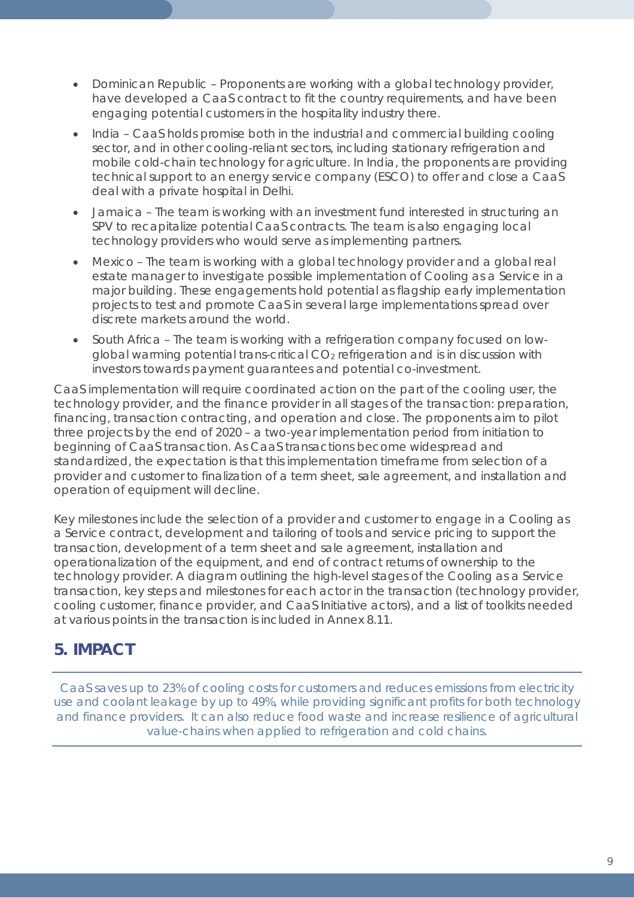- Dominican Republic – Proponents are working with a global technology provider, have developed a CaaS contract to fit the country requirements, and have been engaging potential customers in the hospitality industry there.
- India – CaaS holds promise both in the industrial and commercial building cooling sector, and in other cooling-reliant sectors, including stationary refrigeration and mobile cold-chain technology for agriculture. In India, the proponents are providing technical support to an energy service company (ESCO) to offer and close a CaaS deal with a private hospital in Delhi.
- Jamaica – The team is working with an investment fund interested in structuring an SPV to recapitalize potential CaaS contracts. The team is also engaging local technology providers who would serve as implementing partners.
- Mexico – The team is working with a global technology provider and a global real estate manager to investigate possible implementation of Cooling as a Service in a major building. These engagements hold potential as flagship early implementation projects to test and promote CaaS in several large implementations spread over discrete markets around the world.
- South Africa – The team is working with a refrigeration company focused on low-global warming potential trans-critical $CO_2$ refrigeration and is in discussion with investors towards payment guarantees and potential co-investment.

CaaS implementation will require coordinated action on the part of the cooling user, the technology provider, and the finance provider in all stages of the transaction: preparation, financing, transaction contracting, and operation and close. The proponents aim to pilot three projects by the end of 2020 – a two-year implementation period from initiation to beginning of CaaS transaction. As CaaS transactions become widespread and standardized, the expectation is that this implementation timeframe from selection of a provider and customer to finalization of a term sheet, sale agreement, and installation and operation of equipment will decline.

Key milestones include the selection of a provider and customer to engage in a Cooling as a Service contract, development and tailoring of tools and service pricing to support the transaction, development of a term sheet and sale agreement, installation and operationalization of the equipment, and end of contract returns of ownership to the technology provider. A diagram outlining the high-level stages of the Cooling as a Service transaction, key steps and milestones for each actor in the transaction (technology provider, cooling customer, finance provider, and CaaS Initiative actors), and a list of toolkits needed at various points in the transaction is included in Annex 8.11.

## 5. IMPACT

CaaS saves up to 23% of cooling costs for customers and reduces emissions from electricity use and coolant leakage by up to 49%, while providing significant profits for both technology and finance providers. It can also reduce food waste and increase resilience of agricultural value-chains when applied to refrigeration and cold chains.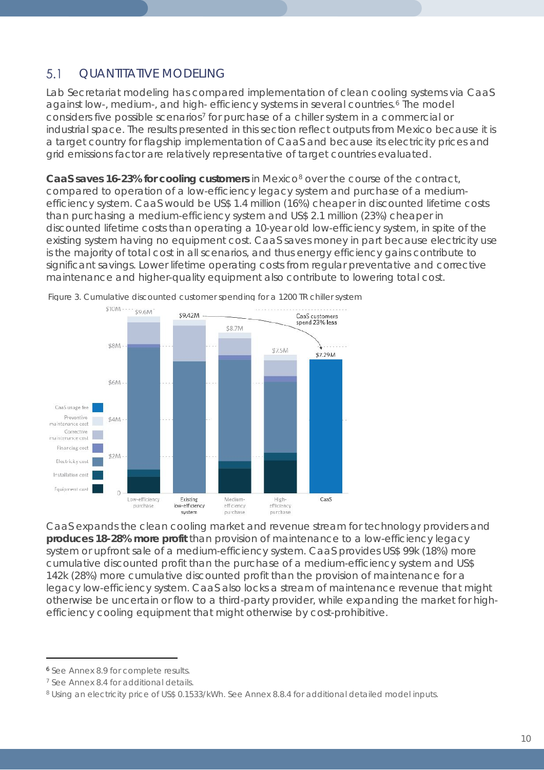## 5.1 QUANTITATIVE MODELING

Lab Secretariat modeling has compared implementation of clean cooling systems via CaaS against low-, medium-, and high- efficiency systems in several countries.[6] The model considers five possible scenarios[7] for purchase of a chiller system in a commercial or industrial space. The results presented in this section reflect outputs from Mexico because it is a target country for flagship implementation of CaaS and because its electricity prices and grid emissions factor are relatively representative of target countries evaluated.

**CaaS saves 16-23% for cooling customers** in Mexico[8] over the course of the contract, compared to operation of a low-efficiency legacy system and purchase of a medium-efficiency system. CaaS would be US$ 1.4 million (16%) cheaper in discounted lifetime costs than purchasing a medium-efficiency system and US$ 2.1 million (23%) cheaper in discounted lifetime costs than operating a 10-year old low-efficiency system, in spite of the existing system having no equipment cost. CaaS saves money in part because electricity use is the majority of total cost in all scenarios, and thus energy efficiency gains contribute to significant savings. Lower lifetime operating costs from regular preventative and corrective maintenance and higher-quality equipment also contribute to lowering total cost.

Figure 3. Cumulative discounted customer spending for a 1200 TR chiller system

CaaS expands the clean cooling market and revenue stream for technology providers and **produces 18-28% more profit** than provision of maintenance to a low-efficiency legacy system or upfront sale of a medium-efficiency system. CaaS provides US$ 99k (18%) more cumulative discounted profit than the purchase of a medium-efficiency system and US$ 142k (28%) more cumulative discounted profit than the provision of maintenance for a legacy low-efficiency system. CaaS also locks a stream of maintenance revenue that might otherwise be uncertain or flow to a third-party provider, while expanding the market for high-efficiency cooling equipment that might otherwise by cost-prohibitive.

---

[6] See Annex 8.9 for complete results.

[7] See Annex 8.4 for additional details.

[8] Using an electricity price of US$ 0.1533/kWh. See Annex 8.8.4 for additional detailed model inputs.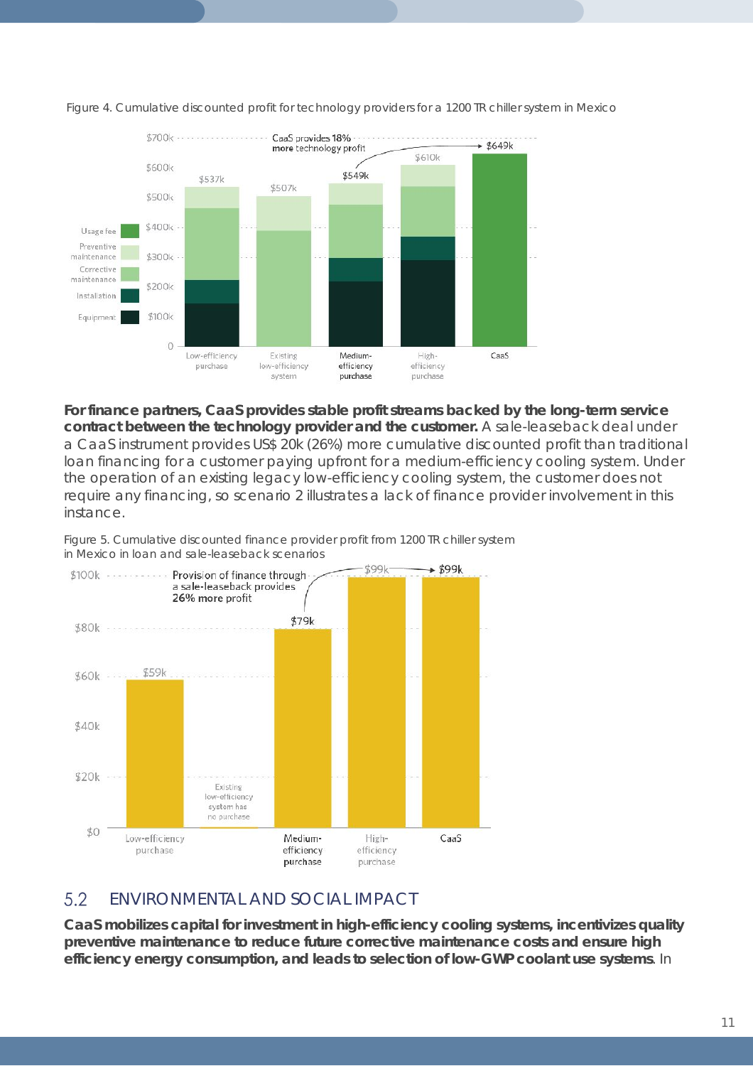Figure 4. Cumulative discounted profit for technology providers for a 1200 TR chiller system in Mexico

**For finance partners, CaaS provides stable profit streams backed by the long-term service contract between the technology provider and the customer.** A sale-leaseback deal under a CaaS instrument provides US$ 20k (26%) more cumulative discounted profit than traditional loan financing for a customer paying upfront for a medium-efficiency cooling system. Under the operation of an existing legacy low-efficiency cooling system, the customer does not require any financing, so scenario 2 illustrates a lack of finance provider involvement in this instance.

Figure 5. Cumulative discounted finance provider profit from 1200 TR chiller system in Mexico in loan and sale-leaseback scenarios

## 5.2 ENVIRONMENTAL AND SOCIAL IMPACT

**CaaS mobilizes capital for investment in high-efficiency cooling systems, incentivizes quality preventive maintenance to reduce future corrective maintenance costs and ensure high efficiency energy consumption, and leads to selection of low-GWP coolant use systems**. In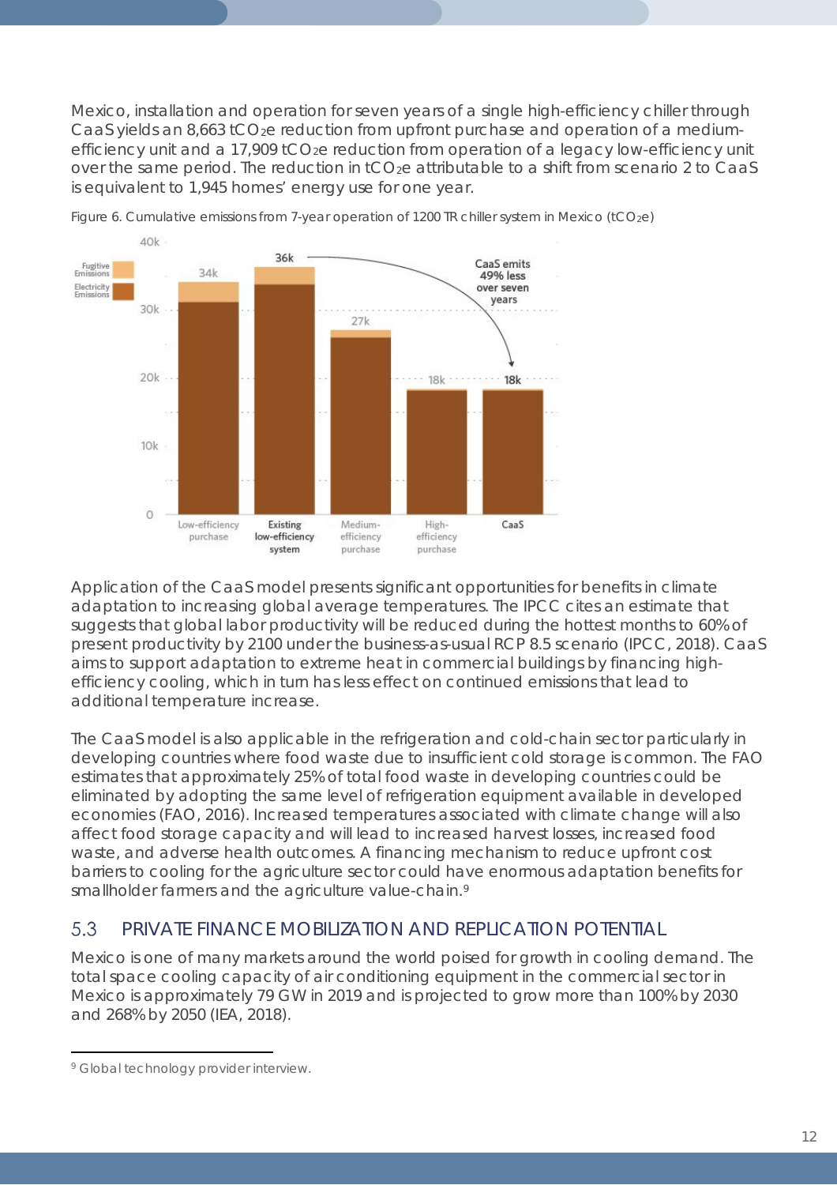Mexico, installation and operation for seven years of a single high-efficiency chiller through CaaS yields an 8,663 $tCO_2e$ reduction from upfront purchase and operation of a medium-efficiency unit and a 17,909 $tCO_2e$ reduction from operation of a legacy low-efficiency unit over the same period. The reduction in $tCO_2e$ attributable to a shift from scenario 2 to CaaS is equivalent to 1,945 homes' energy use for one year.

Figure 6. Cumulative emissions from 7-year operation of 1200 TR chiller system in Mexico ($tCO_2e$)

Application of the CaaS model presents significant opportunities for benefits in climate adaptation to increasing global average temperatures. The IPCC cites an estimate that suggests that global labor productivity will be reduced during the hottest months to 60% of present productivity by 2100 under the business-as-usual RCP 8.5 scenario (IPCC, 2018). CaaS aims to support adaptation to extreme heat in commercial buildings by financing high-efficiency cooling, which in turn has less effect on continued emissions that lead to additional temperature increase.

The CaaS model is also applicable in the refrigeration and cold-chain sector particularly in developing countries where food waste due to insufficient cold storage is common. The FAO estimates that approximately 25% of total food waste in developing countries could be eliminated by adopting the same level of refrigeration equipment available in developed economies (FAO, 2016). Increased temperatures associated with climate change will also affect food storage capacity and will lead to increased harvest losses, increased food waste, and adverse health outcomes. A financing mechanism to reduce upfront cost barriers to cooling for the agriculture sector could have enormous adaptation benefits for smallholder farmers and the agriculture value-chain.[9]

## 5.3 PRIVATE FINANCE MOBILIZATION AND REPLICATION POTENTIAL

Mexico is one of many markets around the world poised for growth in cooling demand. The total space cooling capacity of air conditioning equipment in the commercial sector in Mexico is approximately 79 GW in 2019 and is projected to grow more than 100% by 2030 and 268% by 2050 (IEA, 2018).

---

[9] Global technology provider interview.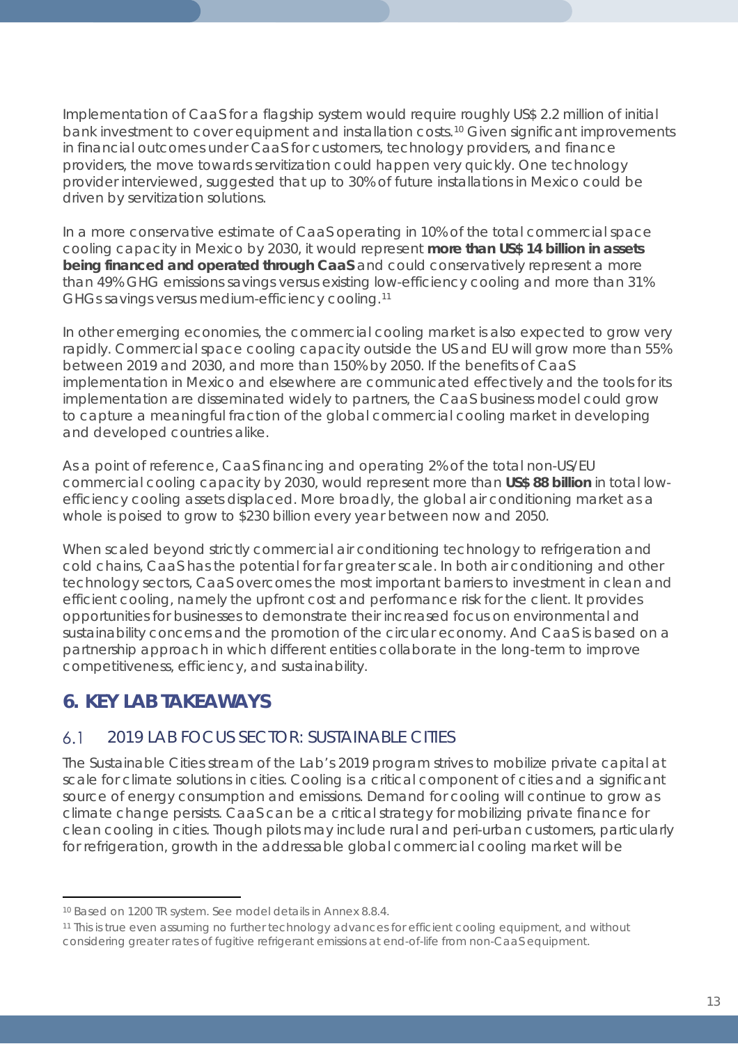Implementation of CaaS for a flagship system would require roughly US$ 2.2 million of initial bank investment to cover equipment and installation costs.[10] Given significant improvements in financial outcomes under CaaS for customers, technology providers, and finance providers, the move towards servitization could happen very quickly. One technology provider interviewed, suggested that up to 30% of future installations in Mexico could be driven by servitization solutions.

In a more conservative estimate of CaaS operating in 10% of the total commercial space cooling capacity in Mexico by 2030, it would represent **more than US$ 14 billion in assets being financed and operated through CaaS** and could conservatively represent a more than 49% GHG emissions savings versus existing low-efficiency cooling and more than 31% GHGs savings versus medium-efficiency cooling.[11]

In other emerging economies, the commercial cooling market is also expected to grow very rapidly. Commercial space cooling capacity outside the US and EU will grow more than 55% between 2019 and 2030, and more than 150% by 2050. If the benefits of CaaS implementation in Mexico and elsewhere are communicated effectively and the tools for its implementation are disseminated widely to partners, the CaaS business model could grow to capture a meaningful fraction of the global commercial cooling market in developing and developed countries alike.

As a point of reference, CaaS financing and operating 2% of the total non-US/EU commercial cooling capacity by 2030, would represent more than **US$ 88 billion** in total low-efficiency cooling assets displaced. More broadly, the global air conditioning market as a whole is poised to grow to $230 billion every year between now and 2050.

When scaled beyond strictly commercial air conditioning technology to refrigeration and cold chains, CaaS has the potential for far greater scale. In both air conditioning and other technology sectors, CaaS overcomes the most important barriers to investment in clean and efficient cooling, namely the upfront cost and performance risk for the client. It provides opportunities for businesses to demonstrate their increased focus on environmental and sustainability concerns and the promotion of the circular economy. And CaaS is based on a partnership approach in which different entities collaborate in the long-term to improve competitiveness, efficiency, and sustainability.

# 6. KEY LAB TAKEAWAYS

## 6.1 2019 LAB FOCUS SECTOR: SUSTAINABLE CITIES

The Sustainable Cities stream of the Lab's 2019 program strives to mobilize private capital at scale for climate solutions in cities. Cooling is a critical component of cities and a significant source of energy consumption and emissions. Demand for cooling will continue to grow as climate change persists. CaaS can be a critical strategy for mobilizing private finance for clean cooling in cities. Though pilots may include rural and peri-urban customers, particularly for refrigeration, growth in the addressable global commercial cooling market will be

---

[10] Based on 1200 TR system. See model details in Annex 8.8.4.

[11] This is true even assuming no further technology advances for efficient cooling equipment, and without considering greater rates of fugitive refrigerant emissions at end-of-life from non-CaaS equipment.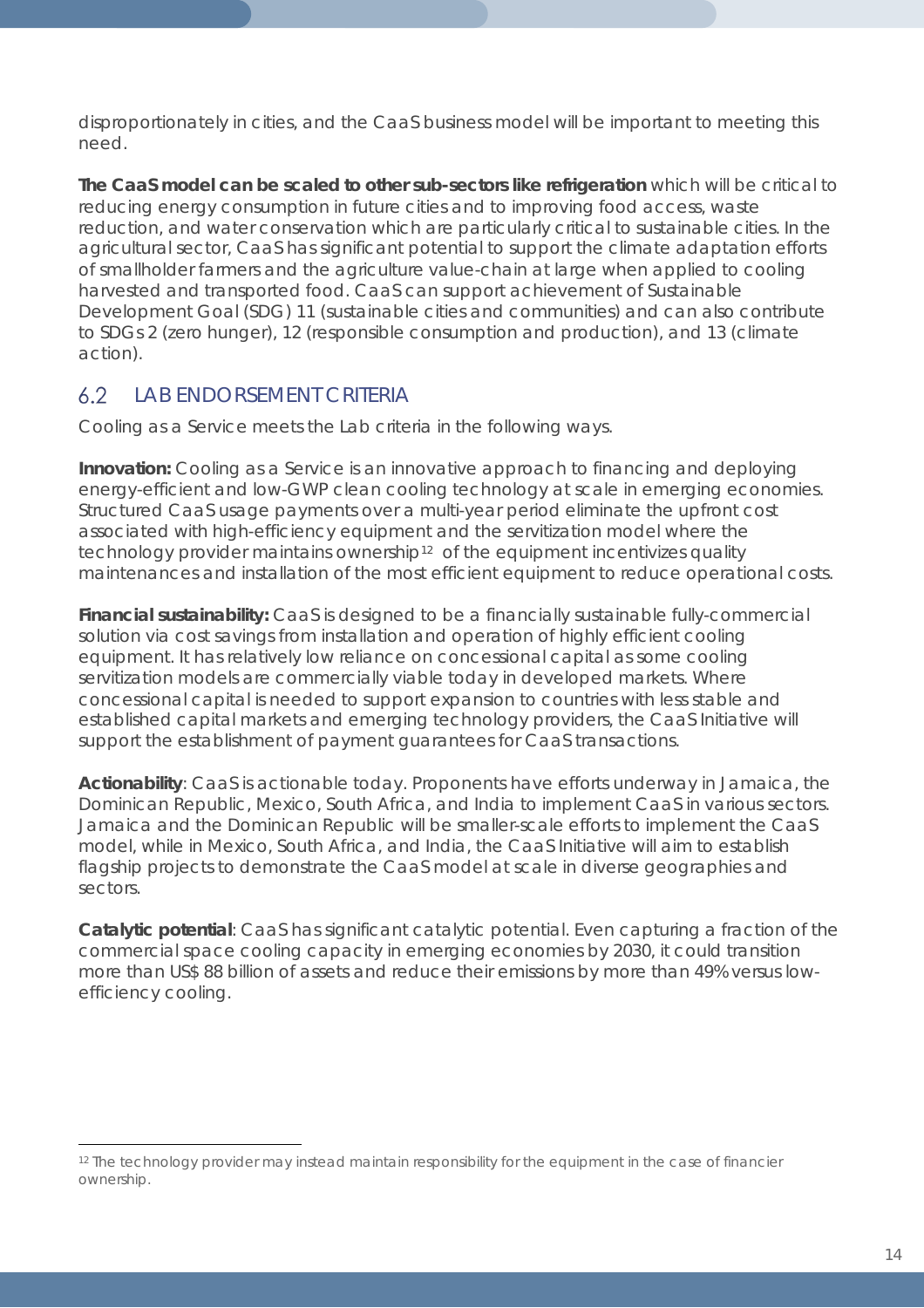disproportionately in cities, and the CaaS business model will be important to meeting this need.

**The CaaS model can be scaled to other sub-sectors like refrigeration** which will be critical to reducing energy consumption in future cities and to improving food access, waste reduction, and water conservation which are particularly critical to sustainable cities. In the agricultural sector, CaaS has significant potential to support the climate adaptation efforts of smallholder farmers and the agriculture value-chain at large when applied to cooling harvested and transported food. CaaS can support achievement of Sustainable Development Goal (SDG) 11 (sustainable cities and communities) and can also contribute to SDGs 2 (zero hunger), 12 (responsible consumption and production), and 13 (climate action).

## 6.2 LAB ENDORSEMENT CRITERIA

Cooling as a Service meets the Lab criteria in the following ways.

**Innovation:** Cooling as a Service is an innovative approach to financing and deploying energy-efficient and low-GWP clean cooling technology at scale in emerging economies. Structured CaaS usage payments over a multi-year period eliminate the upfront cost associated with high-efficiency equipment and the servitization model where the technology provider maintains ownership[12] of the equipment incentivizes quality maintenances and installation of the most efficient equipment to reduce operational costs.

**Financial sustainability:** CaaS is designed to be a financially sustainable fully-commercial solution via cost savings from installation and operation of highly efficient cooling equipment. It has relatively low reliance on concessional capital as some cooling servitization models are commercially viable today in developed markets. Where concessional capital is needed to support expansion to countries with less stable and established capital markets and emerging technology providers, the CaaS Initiative will support the establishment of payment guarantees for CaaS transactions.

**Actionability**: CaaS is actionable today. Proponents have efforts underway in Jamaica, the Dominican Republic, Mexico, South Africa, and India to implement CaaS in various sectors. Jamaica and the Dominican Republic will be smaller-scale efforts to implement the CaaS model, while in Mexico, South Africa, and India, the CaaS Initiative will aim to establish flagship projects to demonstrate the CaaS model at scale in diverse geographies and sectors.

**Catalytic potential**: CaaS has significant catalytic potential. Even capturing a fraction of the commercial space cooling capacity in emerging economies by 2030, it could transition more than US$ 88 billion of assets and reduce their emissions by more than 49% versus low-efficiency cooling.

---

[12] The technology provider may instead maintain responsibility for the equipment in the case of financier ownership.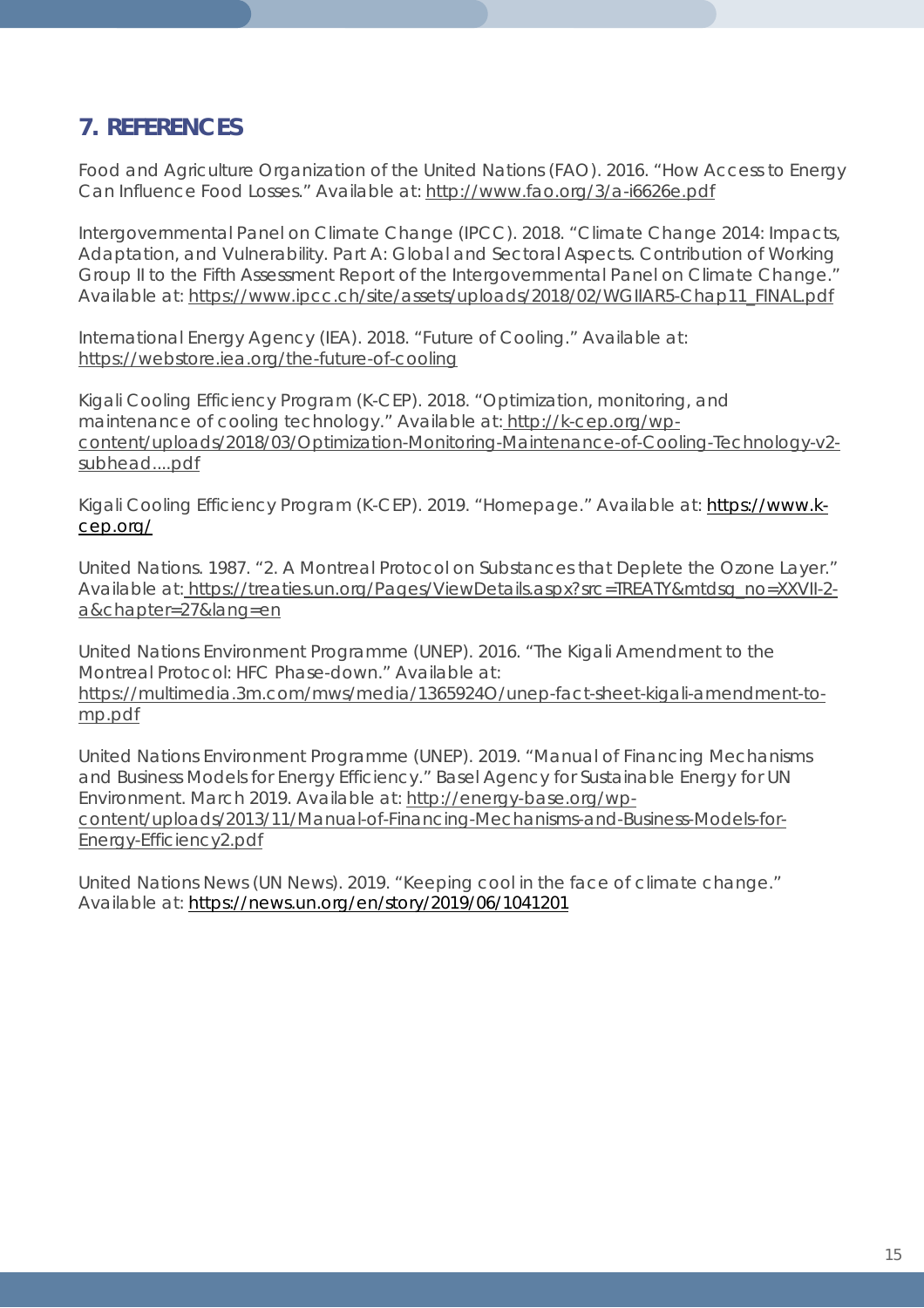## 7. REFERENCES

Food and Agriculture Organization of the United Nations (FAO). 2016. "How Access to Energy Can Influence Food Losses." Available at: http://www.fao.org/3/a-i6626e.pdf

Intergovernmental Panel on Climate Change (IPCC). 2018. "Climate Change 2014: Impacts, Adaptation, and Vulnerability. Part A: Global and Sectoral Aspects. Contribution of Working Group II to the Fifth Assessment Report of the Intergovernmental Panel on Climate Change." Available at: https://www.ipcc.ch/site/assets/uploads/2018/02/WGIIAR5-Chap11_FINAL.pdf

International Energy Agency (IEA). 2018. "Future of Cooling." Available at: https://webstore.iea.org/the-future-of-cooling

Kigali Cooling Efficiency Program (K-CEP). 2018. "Optimization, monitoring, and maintenance of cooling technology." Available at: http://k-cep.org/wp-content/uploads/2018/03/Optimization-Monitoring-Maintenance-of-Cooling-Technology-v2-subhead....pdf

Kigali Cooling Efficiency Program (K-CEP). 2019. "Homepage." Available at: https://www.k-cep.org/

United Nations. 1987. "2. A Montreal Protocol on Substances that Deplete the Ozone Layer." Available at: https://treaties.un.org/Pages/ViewDetails.aspx?src=TREATY&mtdsg_no=XXVII-2-a&chapter=27&lang=en

United Nations Environment Programme (UNEP). 2016. "The Kigali Amendment to the Montreal Protocol: HFC Phase-down." Available at: https://multimedia.3m.com/mws/media/1365924O/unep-fact-sheet-kigali-amendment-to-mp.pdf

United Nations Environment Programme (UNEP). 2019. "Manual of Financing Mechanisms and Business Models for Energy Efficiency." Basel Agency for Sustainable Energy for UN Environment. March 2019. Available at: http://energy-base.org/wp-content/uploads/2013/11/Manual-of-Financing-Mechanisms-and-Business-Models-for-Energy-Efficiency2.pdf

United Nations News (UN News). 2019. "Keeping cool in the face of climate change." Available at: https://news.un.org/en/story/2019/06/1041201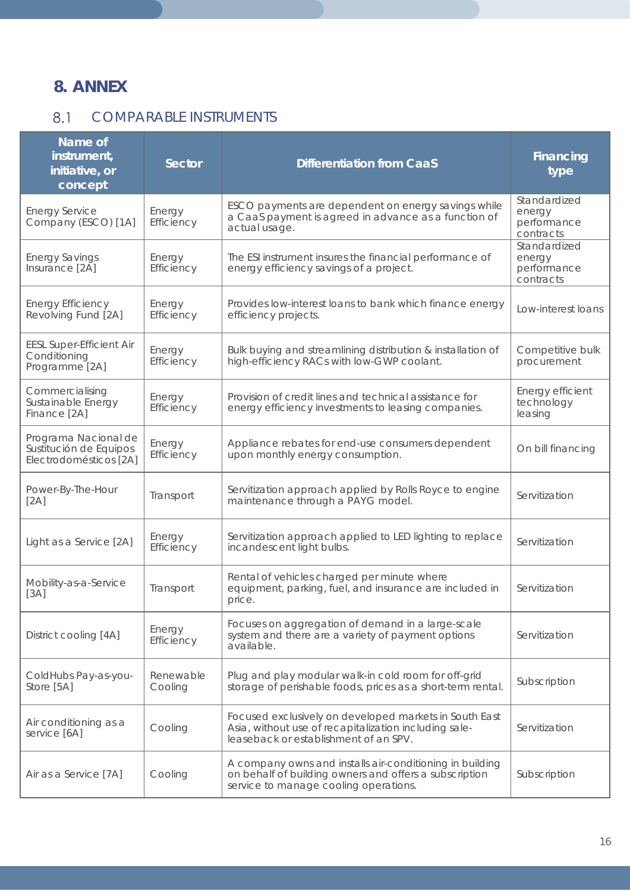# 8. ANNEX

## 8.1 COMPARABLE INSTRUMENTS

| Name of instrument, initiative, or concept | Sector | Differentiation from CaaS | Financing type |
|---|---|---|---|
| Energy Service Company (ESCO) [1A] | Energy Efficiency | ESCO payments are dependent on energy savings while a CaaS payment is agreed in advance as a function of actual usage. | Standardized energy performance contracts |
| Energy Savings Insurance [2A] | Energy Efficiency | The ESI instrument insures the financial performance of energy efficiency savings of a project. | Standardized energy performance contracts |
| Energy Efficiency Revolving Fund [2A] | Energy Efficiency | Provides low-interest loans to bank which finance energy efficiency projects. | Low-interest loans |
| EESL Super-Efficient Air Conditioning Programme [2A] | Energy Efficiency | Bulk buying and streamlining distribution & installation of high-efficiency RACs with low-GWP coolant. | Competitive bulk procurement |
| Commercialising Sustainable Energy Finance [2A] | Energy Efficiency | Provision of credit lines and technical assistance for energy efficiency investments to leasing companies. | Energy efficient technology leasing |
| Programa Nacional de Sustitución de Equipos Electrodomésticos [2A] | Energy Efficiency | Appliance rebates for end-use consumers dependent upon monthly energy consumption. | On bill financing |
| Power-By-The-Hour [2A] | Transport | Servitization approach applied by Rolls Royce to engine maintenance through a PAYG model. | Servitization |
| Light as a Service [2A] | Energy Efficiency | Servitization approach applied to LED lighting to replace incandescent light bulbs. | Servitization |
| Mobility-as-a-Service [3A] | Transport | Rental of vehicles charged per minute where equipment, parking, fuel, and insurance are included in price. | Servitization |
| District cooling [4A] | Energy Efficiency | Focuses on aggregation of demand in a large-scale system and there are a variety of payment options available. | Servitization |
| ColdHubs Pay-as-you-Store [5A] | Renewable Cooling | Plug and play modular walk-in cold room for off-grid storage of perishable foods, prices as a short-term rental. | Subscription |
| Air conditioning as a service [6A] | Cooling | Focused exclusively on developed markets in South East Asia, without use of recapitalization including sale-leaseback or establishment of an SPV. | Servitization |
| Air as a Service [7A] | Cooling | A company owns and installs air-conditioning in building on behalf of building owners and offers a subscription service to manage cooling operations. | Subscription |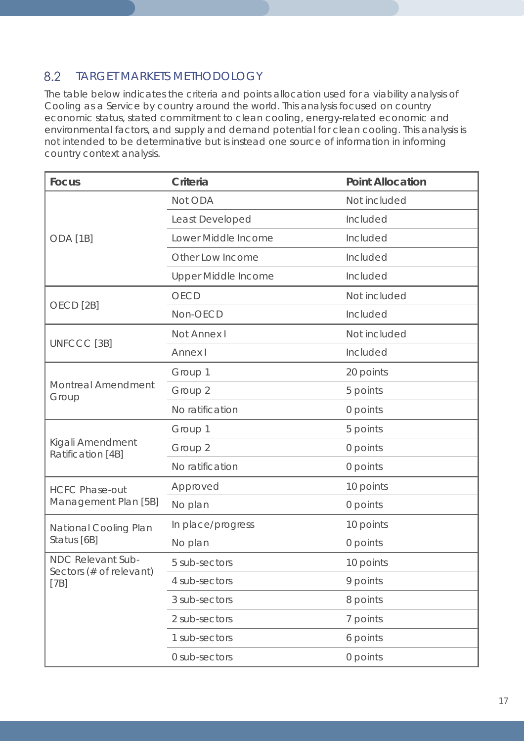## 8.2 TARGET MARKETS METHODOLOGY

The table below indicates the criteria and points allocation used for a viability analysis of Cooling as a Service by country around the world. This analysis focused on country economic status, stated commitment to clean cooling, energy-related economic and environmental factors, and supply and demand potential for clean cooling. This analysis is not intended to be determinative but is instead one source of information in informing country context analysis.

| Focus | Criteria | Point Allocation |
|---|---|---|
| ODA [1B] | Not ODA | Not included |
| | Least Developed | Included |
| | Lower Middle Income | Included |
| | Other Low Income | Included |
| | Upper Middle Income | Included |
| OECD [2B] | OECD | Not included |
| | Non-OECD | Included |
| UNFCCC [3B] | Not Annex I | Not included |
| | Annex I | Included |
| Montreal Amendment Group | Group 1 | 20 points |
| | Group 2 | 5 points |
| | No ratification | 0 points |
| Kigali Amendment Ratification [4B] | Group 1 | 5 points |
| | Group 2 | 0 points |
| | No ratification | 0 points |
| HCFC Phase-out Management Plan [5B] | Approved | 10 points |
| | No plan | 0 points |
| National Cooling Plan Status [6B] | In place/progress | 10 points |
| | No plan | 0 points |
| NDC Relevant Sub-Sectors (# of relevant) [7B] | 5 sub-sectors | 10 points |
| | 4 sub-sectors | 9 points |
| | 3 sub-sectors | 8 points |
| | 2 sub-sectors | 7 points |
| | 1 sub-sectors | 6 points |
| | 0 sub-sectors | 0 points |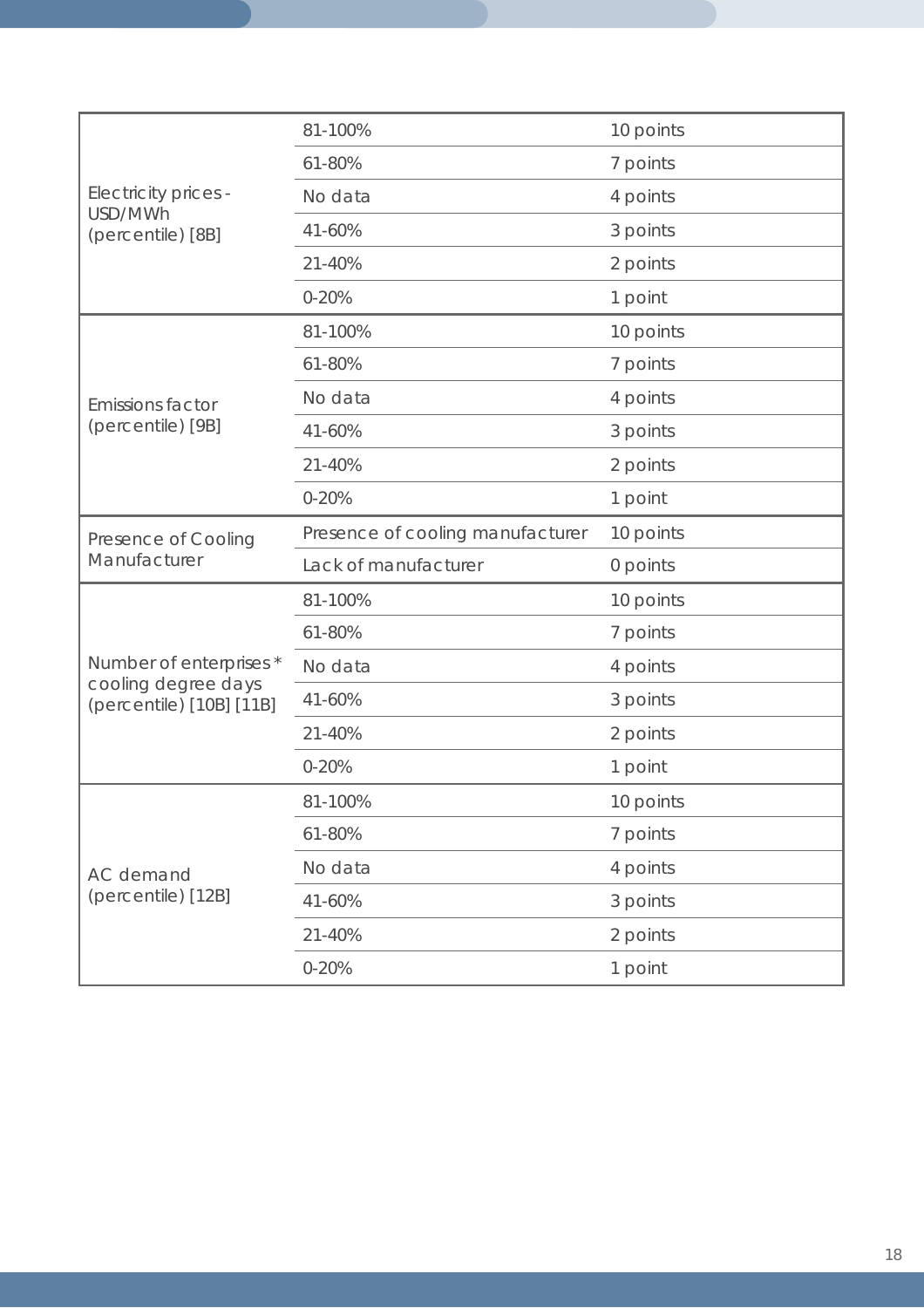| | | |
|---|---|---|
| Electricity prices - USD/MWh (percentile) [8B] | 81-100% | 10 points |
| | 61-80% | 7 points |
| | No data | 4 points |
| | 41-60% | 3 points |
| | 21-40% | 2 points |
| | 0-20% | 1 point |
| Emissions factor (percentile) [9B] | 81-100% | 10 points |
| | 61-80% | 7 points |
| | No data | 4 points |
| | 41-60% | 3 points |
| | 21-40% | 2 points |
| | 0-20% | 1 point |
| Presence of Cooling Manufacturer | Presence of cooling manufacturer | 10 points |
| | Lack of manufacturer | 0 points |
| Number of enterprises * cooling degree days (percentile) [10B] [11B] | 81-100% | 10 points |
| | 61-80% | 7 points |
| | No data | 4 points |
| | 41-60% | 3 points |
| | 21-40% | 2 points |
| | 0-20% | 1 point |
| AC demand (percentile) [12B] | 81-100% | 10 points |
| | 61-80% | 7 points |
| | No data | 4 points |
| | 41-60% | 3 points |
| | 21-40% | 2 points |
| | 0-20% | 1 point |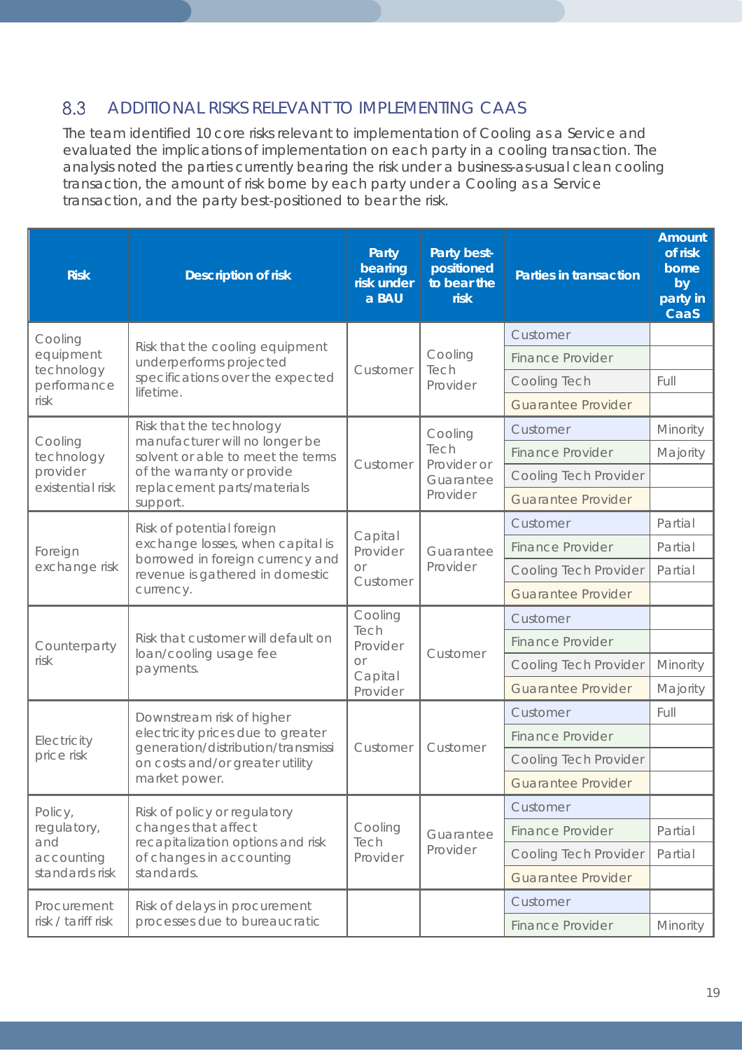## 8.3 ADDITIONAL RISKS RELEVANT TO IMPLEMENTING CAAS

The team identified 10 core risks relevant to implementation of Cooling as a Service and evaluated the implications of implementation on each party in a cooling transaction. The analysis noted the parties currently bearing the risk under a business-as-usual clean cooling transaction, the amount of risk borne by each party under a Cooling as a Service transaction, and the party best-positioned to bear the risk.

| Risk | Description of risk | Party bearing risk under a BAU | Party best-positioned to bear the risk | Parties in transaction | Amount of risk borne by party in CaaS |
|---|---|---|---|---|---|
| Cooling equipment technology performance risk | Risk that the cooling equipment underperforms projected specifications over the expected lifetime. | Customer | Cooling Tech Provider | Customer | |
| | | | | Finance Provider | |
| | | | | Cooling Tech | Full |
| | | | | Guarantee Provider | |
| Cooling technology provider existential risk | Risk that the technology manufacturer will no longer be solvent or able to meet the terms of the warranty or provide replacement parts/materials support. | Customer | Cooling Tech Provider or Guarantee Provider | Customer | Minority |
| | | | | Finance Provider | Majority |
| | | | | Cooling Tech Provider | |
| | | | | Guarantee Provider | |
| Foreign exchange risk | Risk of potential foreign exchange losses, when capital is borrowed in foreign currency and revenue is gathered in domestic currency. | Capital Provider or Customer | Guarantee Provider | Customer | Partial |
| | | | | Finance Provider | Partial |
| | | | | Cooling Tech Provider | Partial |
| | | | | Guarantee Provider | |
| Counterparty risk | Risk that customer will default on loan/cooling usage fee payments. | Cooling Tech Provider or Capital Provider | Customer | Customer | |
| | | | | Finance Provider | |
| | | | | Cooling Tech Provider | Minority |
| | | | | Guarantee Provider | Majority |
| Electricity price risk | Downstream risk of higher electricity prices due to greater generation/distribution/transmission costs and/or greater utility market power. | Customer | Customer | Customer | Full |
| | | | | Finance Provider | |
| | | | | Cooling Tech Provider | |
| | | | | Guarantee Provider | |
| Policy, regulatory, and accounting standards risk | Risk of policy or regulatory changes that affect recapitalization options and risk of changes in accounting standards. | Cooling Tech Provider | Guarantee Provider | Customer | |
| | | | | Finance Provider | Partial |
| | | | | Cooling Tech Provider | Partial |
| | | | | Guarantee Provider | |
| Procurement risk / tariff risk | Risk of delays in procurement processes due to bureaucratic | | | Customer | |
| | | | | Finance Provider | Minority |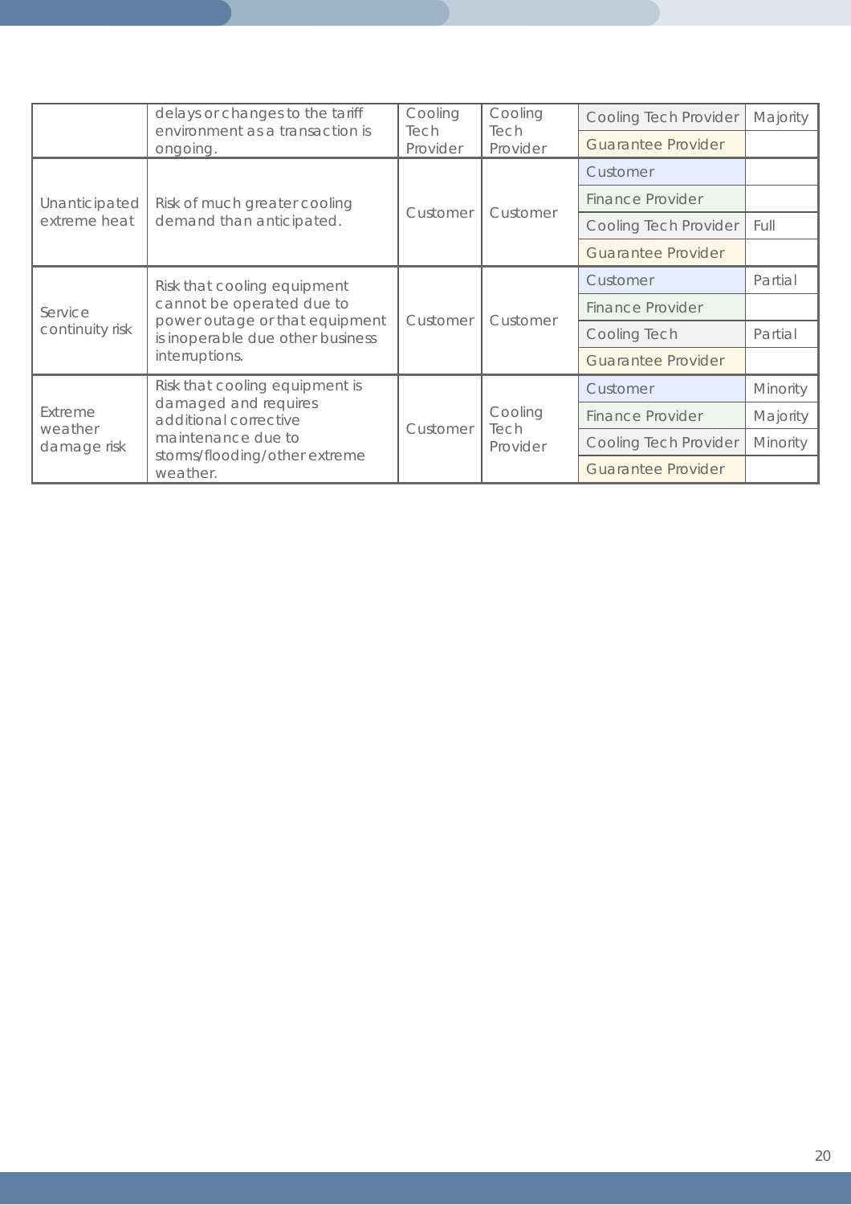| | | | | | |
|---|---|---|---|---|---|
| | delays or changes to the tariff environment as a transaction is ongoing. | Cooling Tech Provider | Cooling Tech Provider | Cooling Tech Provider | Majority |
| | | | | Guarantee Provider | |
| Unanticipated extreme heat | Risk of much greater cooling demand than anticipated. | Customer | Customer | Customer | |
| | | | | Finance Provider | |
| | | | | Cooling Tech Provider | Full |
| | | | | Guarantee Provider | |
| Service continuity risk | Risk that cooling equipment cannot be operated due to power outage or that equipment is inoperable due other business interruptions. | Customer | Customer | Customer | Partial |
| | | | | Finance Provider | |
| | | | | Cooling Tech | Partial |
| | | | | Guarantee Provider | |
| Extreme weather damage risk | Risk that cooling equipment is damaged and requires additional corrective maintenance due to storms/flooding/other extreme weather. | Customer | Cooling Tech Provider | Customer | Minority |
| | | | | Finance Provider | Majority |
| | | | | Cooling Tech Provider | Minority |
| | | | | Guarantee Provider | |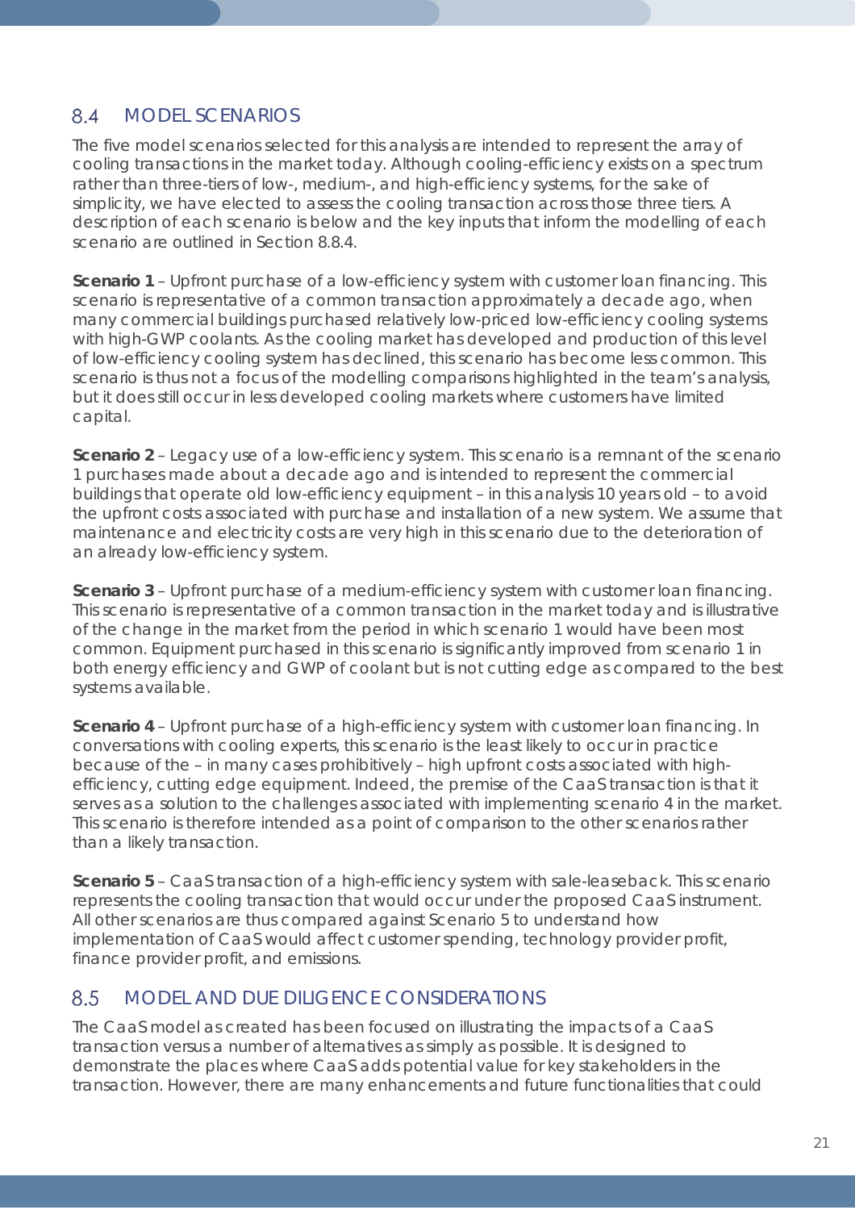## 8.4 MODEL SCENARIOS

The five model scenarios selected for this analysis are intended to represent the array of cooling transactions in the market today. Although cooling-efficiency exists on a spectrum rather than three-tiers of low-, medium-, and high-efficiency systems, for the sake of simplicity, we have elected to assess the cooling transaction across those three tiers. A description of each scenario is below and the key inputs that inform the modelling of each scenario are outlined in Section 8.8.4.

**Scenario 1** – Upfront purchase of a low-efficiency system with customer loan financing. This scenario is representative of a common transaction approximately a decade ago, when many commercial buildings purchased relatively low-priced low-efficiency cooling systems with high-GWP coolants. As the cooling market has developed and production of this level of low-efficiency cooling system has declined, this scenario has become less common. This scenario is thus not a focus of the modelling comparisons highlighted in the team's analysis, but it does still occur in less developed cooling markets where customers have limited capital.

**Scenario 2** – Legacy use of a low-efficiency system. This scenario is a remnant of the scenario 1 purchases made about a decade ago and is intended to represent the commercial buildings that operate old low-efficiency equipment – in this analysis 10 years old – to avoid the upfront costs associated with purchase and installation of a new system. We assume that maintenance and electricity costs are very high in this scenario due to the deterioration of an already low-efficiency system.

**Scenario 3** – Upfront purchase of a medium-efficiency system with customer loan financing. This scenario is representative of a common transaction in the market today and is illustrative of the change in the market from the period in which scenario 1 would have been most common. Equipment purchased in this scenario is significantly improved from scenario 1 in both energy efficiency and GWP of coolant but is not cutting edge as compared to the best systems available.

**Scenario 4** – Upfront purchase of a high-efficiency system with customer loan financing. In conversations with cooling experts, this scenario is the least likely to occur in practice because of the – in many cases prohibitively – high upfront costs associated with high-efficiency, cutting edge equipment. Indeed, the premise of the CaaS transaction is that it serves as a solution to the challenges associated with implementing scenario 4 in the market. This scenario is therefore intended as a point of comparison to the other scenarios rather than a likely transaction.

**Scenario 5** – CaaS transaction of a high-efficiency system with sale-leaseback. This scenario represents the cooling transaction that would occur under the proposed CaaS instrument. All other scenarios are thus compared against Scenario 5 to understand how implementation of CaaS would affect customer spending, technology provider profit, finance provider profit, and emissions.

## 8.5 MODEL AND DUE DILIGENCE CONSIDERATIONS

The CaaS model as created has been focused on illustrating the impacts of a CaaS transaction versus a number of alternatives as simply as possible. It is designed to demonstrate the places where CaaS adds potential value for key stakeholders in the transaction. However, there are many enhancements and future functionalities that could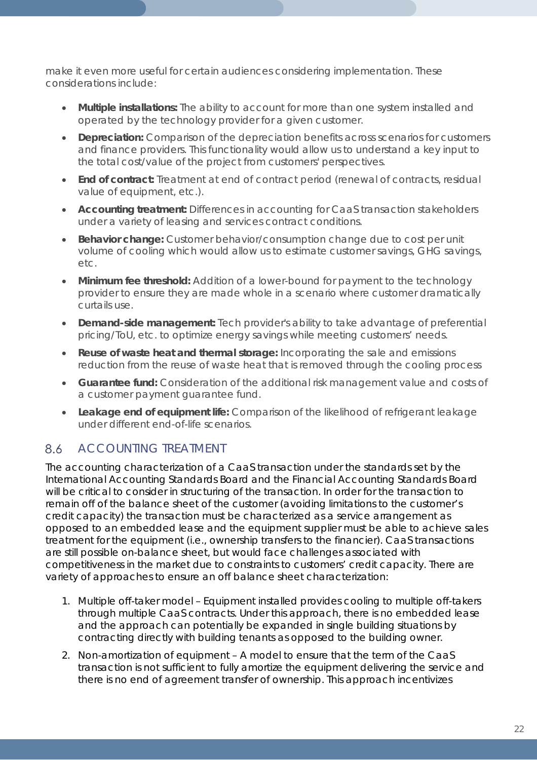make it even more useful for certain audiences considering implementation. These considerations include:

- **Multiple installations:** The ability to account for more than one system installed and operated by the technology provider for a given customer.
- **Depreciation:** Comparison of the depreciation benefits across scenarios for customers and finance providers. This functionality would allow us to understand a key input to the total cost/value of the project from customers' perspectives.
- **End of contract:** Treatment at end of contract period (renewal of contracts, residual value of equipment, etc.).
- **Accounting treatment:** Differences in accounting for CaaS transaction stakeholders under a variety of leasing and services contract conditions.
- **Behavior change:** Customer behavior/consumption change due to cost per unit volume of cooling which would allow us to estimate customer savings, GHG savings, etc.
- **Minimum fee threshold:** Addition of a lower-bound for payment to the technology provider to ensure they are made whole in a scenario where customer dramatically curtails use.
- **Demand-side management:** Tech provider's ability to take advantage of preferential pricing/ToU, etc. to optimize energy savings while meeting customers' needs.
- **Reuse of waste heat and thermal storage:** Incorporating the sale and emissions reduction from the reuse of waste heat that is removed through the cooling process
- **Guarantee fund:** Consideration of the additional risk management value and costs of a customer payment guarantee fund.
- **Leakage end of equipment life:** Comparison of the likelihood of refrigerant leakage under different end-of-life scenarios.

## 8.6 ACCOUNTING TREATMENT

The accounting characterization of a CaaS transaction under the standards set by the International Accounting Standards Board and the Financial Accounting Standards Board will be critical to consider in structuring of the transaction. In order for the transaction to remain off of the balance sheet of the customer (avoiding limitations to the customer's credit capacity) the transaction must be characterized as a service arrangement as opposed to an embedded lease and the equipment supplier must be able to achieve sales treatment for the equipment (i.e., ownership transfers to the financier). CaaS transactions are still possible on-balance sheet, but would face challenges associated with competitiveness in the market due to constraints to customers' credit capacity. There are variety of approaches to ensure an off balance sheet characterization:

1. Multiple off-taker model – Equipment installed provides cooling to multiple off-takers through multiple CaaS contracts. Under this approach, there is no embedded lease and the approach can potentially be expanded in single building situations by contracting directly with building tenants as opposed to the building owner.
2. Non-amortization of equipment – A model to ensure that the term of the CaaS transaction is not sufficient to fully amortize the equipment delivering the service and there is no end of agreement transfer of ownership. This approach incentivizes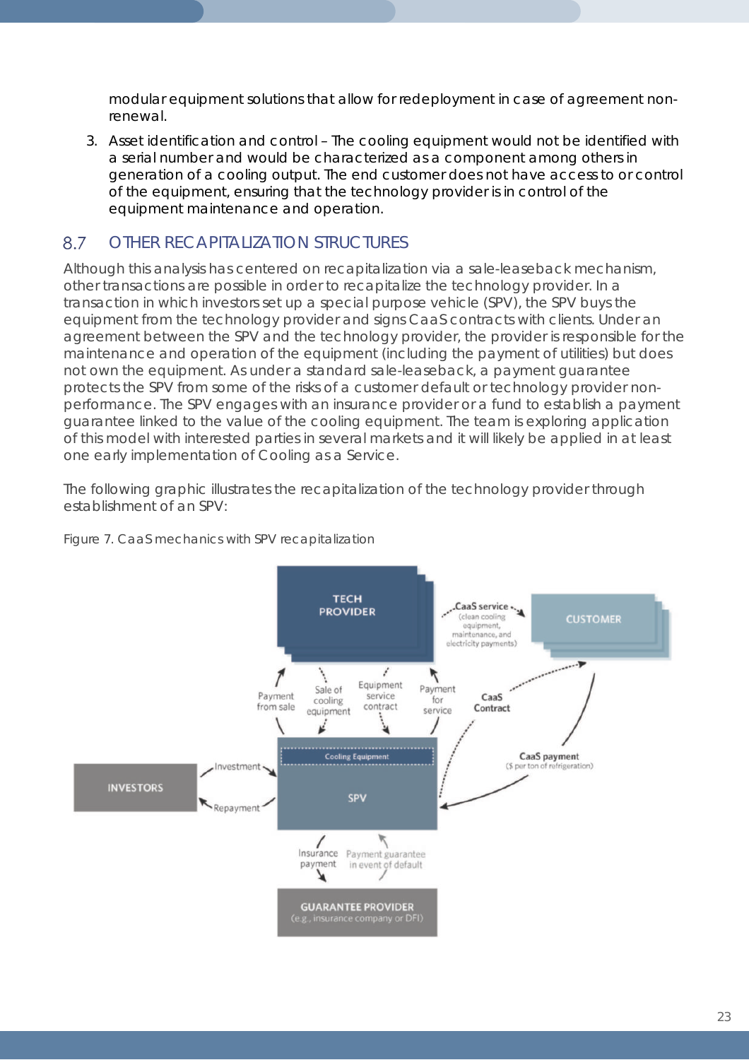modular equipment solutions that allow for redeployment in case of agreement non-renewal.

3. Asset identification and control – The cooling equipment would not be identified with a serial number and would be characterized as a component among others in generation of a cooling output. The end customer does not have access to or control of the equipment, ensuring that the technology provider is in control of the equipment maintenance and operation.

## 8.7 OTHER RECAPITALIZATION STRUCTURES

Although this analysis has centered on recapitalization via a sale-leaseback mechanism, other transactions are possible in order to recapitalize the technology provider. In a transaction in which investors set up a special purpose vehicle (SPV), the SPV buys the equipment from the technology provider and signs CaaS contracts with clients. Under an agreement between the SPV and the technology provider, the provider is responsible for the maintenance and operation of the equipment (including the payment of utilities) but does not own the equipment. As under a standard sale-leaseback, a payment guarantee protects the SPV from some of the risks of a customer default or technology provider non-performance. The SPV engages with an insurance provider or a fund to establish a payment guarantee linked to the value of the cooling equipment. The team is exploring application of this model with interested parties in several markets and it will likely be applied in at least one early implementation of Cooling as a Service.

The following graphic illustrates the recapitalization of the technology provider through establishment of an SPV:

Figure 7. CaaS mechanics with SPV recapitalization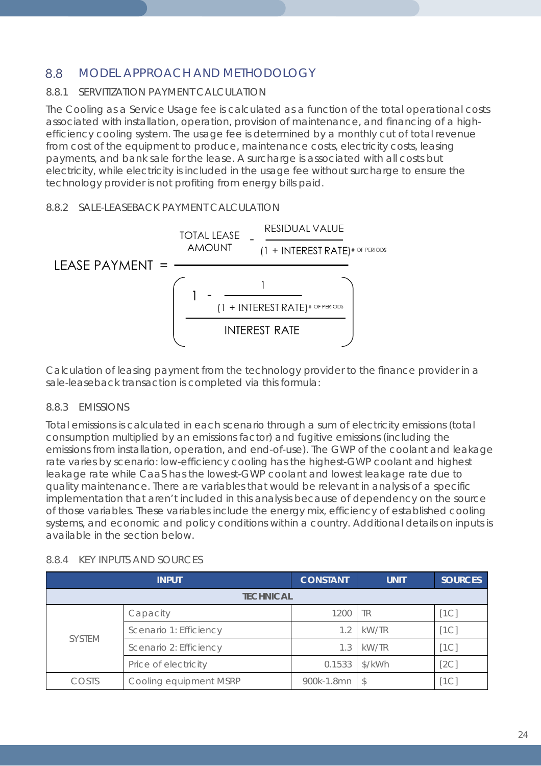## 8.8 MODEL APPROACH AND METHODOLOGY

### 8.8.1 SERVITIZATION PAYMENT CALCULATION

The Cooling as a Service Usage fee is calculated as a function of the total operational costs associated with installation, operation, provision of maintenance, and financing of a high-efficiency cooling system. The usage fee is determined by a monthly cut of total revenue from cost of the equipment to produce, maintenance costs, electricity costs, leasing payments, and bank sale for the lease. A surcharge is associated with all costs but electricity, while electricity is included in the usage fee without surcharge to ensure the technology provider is not profiting from energy bills paid.

### 8.8.2 SALE-LEASEBACK PAYMENT CALCULATION

$$\text{LEASE PAYMENT} = \frac{\text{TOTAL LEASE AMOUNT} - \dfrac{\text{RESIDUAL VALUE}}{(1 + \text{INTEREST RATE})^{\#\text{ OF PERIODS}}}}{\left(\dfrac{1 - \dfrac{1}{(1 + \text{INTEREST RATE})^{\#\text{ OF PERIODS}}}}{\text{INTEREST RATE}}\right)}$$

Calculation of leasing payment from the technology provider to the finance provider in a sale-leaseback transaction is completed via this formula:

### 8.8.3 EMISSIONS

Total emissions is calculated in each scenario through a sum of electricity emissions (total consumption multiplied by an emissions factor) and fugitive emissions (including the emissions from installation, operation, and end-of-use). The GWP of the coolant and leakage rate varies by scenario: low-efficiency cooling has the highest-GWP coolant and highest leakage rate while CaaS has the lowest-GWP coolant and lowest leakage rate due to quality maintenance. There are variables that would be relevant in analysis of a specific implementation that aren't included in this analysis because of dependency on the source of those variables. These variables include the energy mix, efficiency of established cooling systems, and economic and policy conditions within a country. Additional details on inputs is available in the section below.

### 8.8.4 KEY INPUTS AND SOURCES

| INPUT | | CONSTANT | UNIT | SOURCES |
|---|---|---|---|---|
| **TECHNICAL** | | | | |
| SYSTEM | Capacity | 1200 | TR | [1C] |
| | Scenario 1: Efficiency | 1.2 | kW/TR | [1C] |
| | Scenario 2: Efficiency | 1.3 | kW/TR | [1C] |
| | Price of electricity | 0.1533 | $/kWh | [2C] |
| COSTS | Cooling equipment MSRP | 900k-1.8mn | $ | [1C] |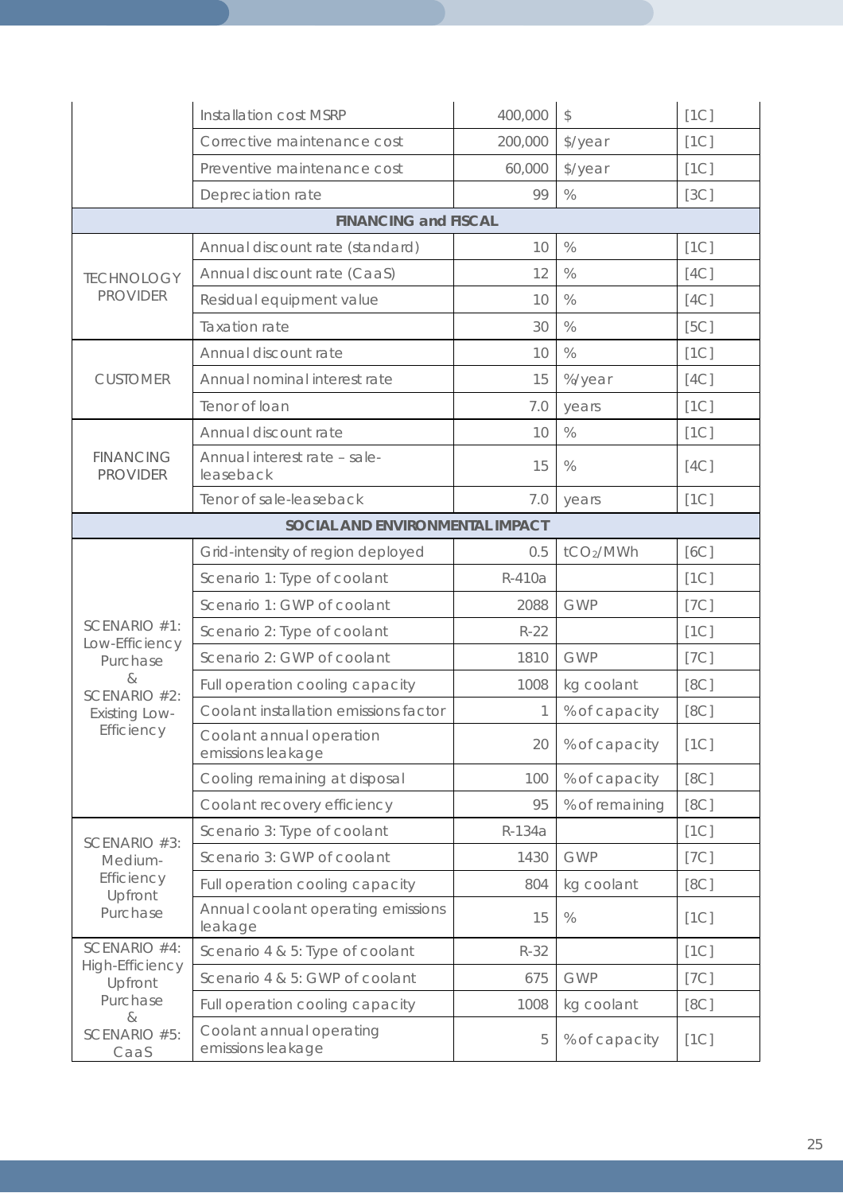| | | | | |
|---|---|---|---|---|
| | Installation cost MSRP | 400,000 | $ | [1C] |
| | Corrective maintenance cost | 200,000 | $/year | [1C] |
| | Preventive maintenance cost | 60,000 | $/year | [1C] |
| | Depreciation rate | 99 | % | [3C] |
| **FINANCING and FISCAL** | | | | |
| TECHNOLOGY PROVIDER | Annual discount rate (standard) | 10 | % | [1C] |
| | Annual discount rate (CaaS) | 12 | % | [4C] |
| | Residual equipment value | 10 | % | [4C] |
| | Taxation rate | 30 | % | [5C] |
| CUSTOMER | Annual discount rate | 10 | % | [1C] |
| | Annual nominal interest rate | 15 | %/year | [4C] |
| | Tenor of loan | 7.0 | years | [1C] |
| FINANCING PROVIDER | Annual discount rate | 10 | % | [1C] |
| | Annual interest rate – sale-leaseback | 15 | % | [4C] |
| | Tenor of sale-leaseback | 7.0 | years | [1C] |
| **SOCIAL AND ENVIRONMENTAL IMPACT** | | | | |
| SCENARIO #1: Low-Efficiency Purchase & SCENARIO #2: Existing Low-Efficiency | Grid-intensity of region deployed | 0.5 | $tCO_2$/MWh | [6C] |
| | Scenario 1: Type of coolant | R-410a | | [1C] |
| | Scenario 1: GWP of coolant | 2088 | GWP | [7C] |
| | Scenario 2: Type of coolant | R-22 | | [1C] |
| | Scenario 2: GWP of coolant | 1810 | GWP | [7C] |
| | Full operation cooling capacity | 1008 | kg coolant | [8C] |
| | Coolant installation emissions factor | 1 | % of capacity | [8C] |
| | Coolant annual operation emissions leakage | 20 | % of capacity | [1C] |
| | Cooling remaining at disposal | 100 | % of capacity | [8C] |
| | Coolant recovery efficiency | 95 | % of remaining | [8C] |
| SCENARIO #3: Medium-Efficiency Upfront Purchase | Scenario 3: Type of coolant | R-134a | | [1C] |
| | Scenario 3: GWP of coolant | 1430 | GWP | [7C] |
| | Full operation cooling capacity | 804 | kg coolant | [8C] |
| | Annual coolant operating emissions leakage | 15 | % | [1C] |
| SCENARIO #4: High-Efficiency Upfront Purchase & SCENARIO #5: CaaS | Scenario 4 & 5: Type of coolant | R-32 | | [1C] |
| | Scenario 4 & 5: GWP of coolant | 675 | GWP | [7C] |
| | Full operation cooling capacity | 1008 | kg coolant | [8C] |
| | Coolant annual operating emissions leakage | 5 | % of capacity | [1C] |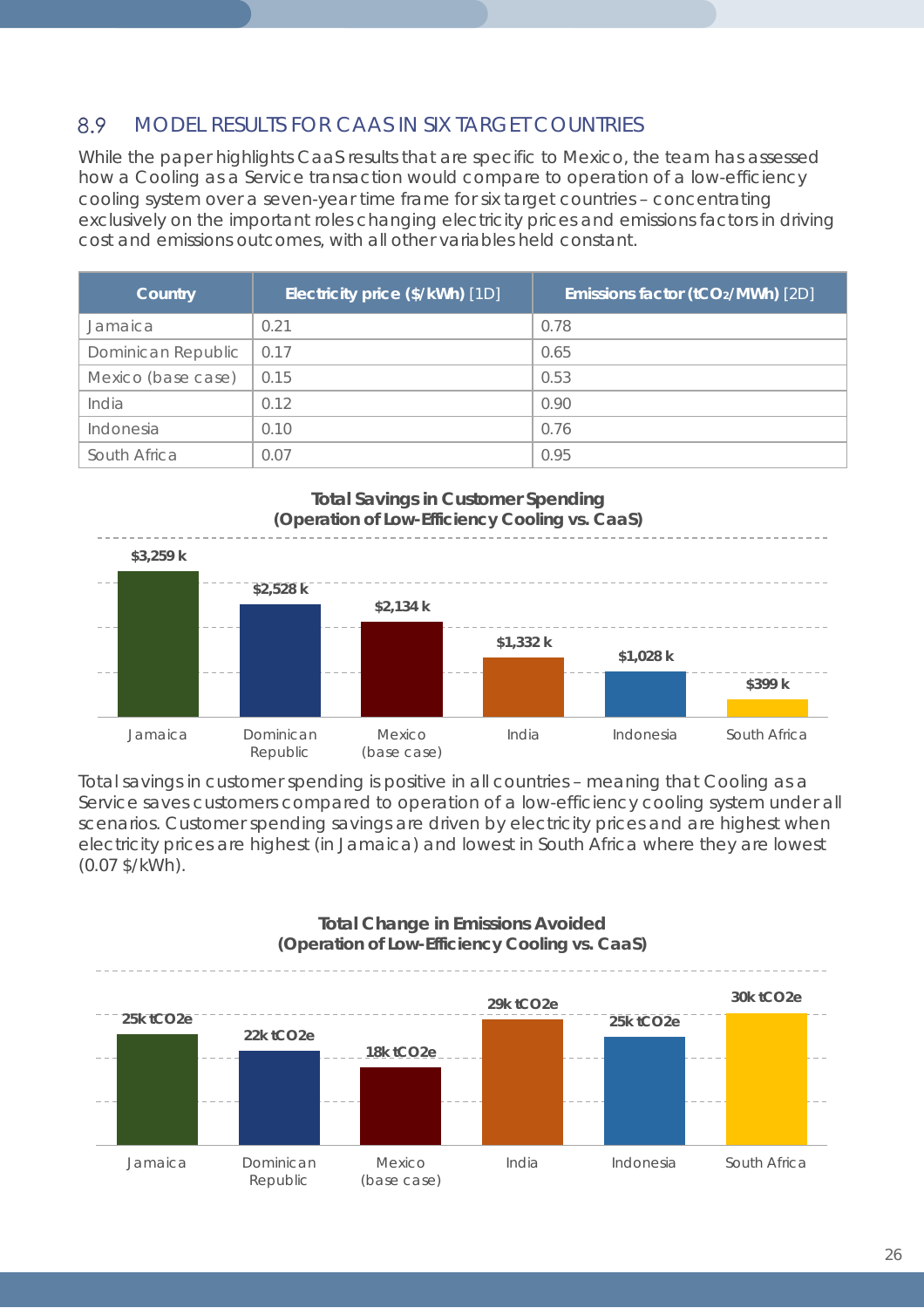## 8.9 MODEL RESULTS FOR CAAS IN SIX TARGET COUNTRIES

While the paper highlights CaaS results that are specific to Mexico, the team has assessed how a Cooling as a Service transaction would compare to operation of a low-efficiency cooling system over a seven-year time frame for six target countries – concentrating exclusively on the important roles changing electricity prices and emissions factors in driving cost and emissions outcomes, with all other variables held constant.

| Country | **Electricity price ($/kWh)** [1D] | **Emissions factor ($tCO_2$/MWh)** [2D] |
|---|---|---|
| Jamaica | 0.21 | 0.78 |
| Dominican Republic | 0.17 | 0.65 |
| Mexico (base case) | 0.15 | 0.53 |
| India | 0.12 | 0.90 |
| Indonesia | 0.10 | 0.76 |
| South Africa | 0.07 | 0.95 |

**Total Savings in Customer Spending (Operation of Low-Efficiency Cooling vs. CaaS)**

| Country | Total Savings |
|---|---|
| Jamaica | $3,259 k |
| Dominican Republic | $2,528 k |
| Mexico (base case) | $2,134 k |
| India | $1,332 k |
| Indonesia | $1,028 k |
| South Africa | $399 k |

Total savings in customer spending is positive in all countries – meaning that Cooling as a Service saves customers compared to operation of a low-efficiency cooling system under all scenarios. Customer spending savings are driven by electricity prices and are highest when electricity prices are highest (in Jamaica) and lowest in South Africa where they are lowest (0.07 $/kWh).

**Total Change in Emissions Avoided (Operation of Low-Efficiency Cooling vs. CaaS)**

| Country | Emissions Avoided |
|---|---|
| Jamaica | 25k tCO2e |
| Dominican Republic | 22k tCO2e |
| Mexico (base case) | 18k tCO2e |
| India | 29k tCO2e |
| Indonesia | 25k tCO2e |
| South Africa | 30k tCO2e |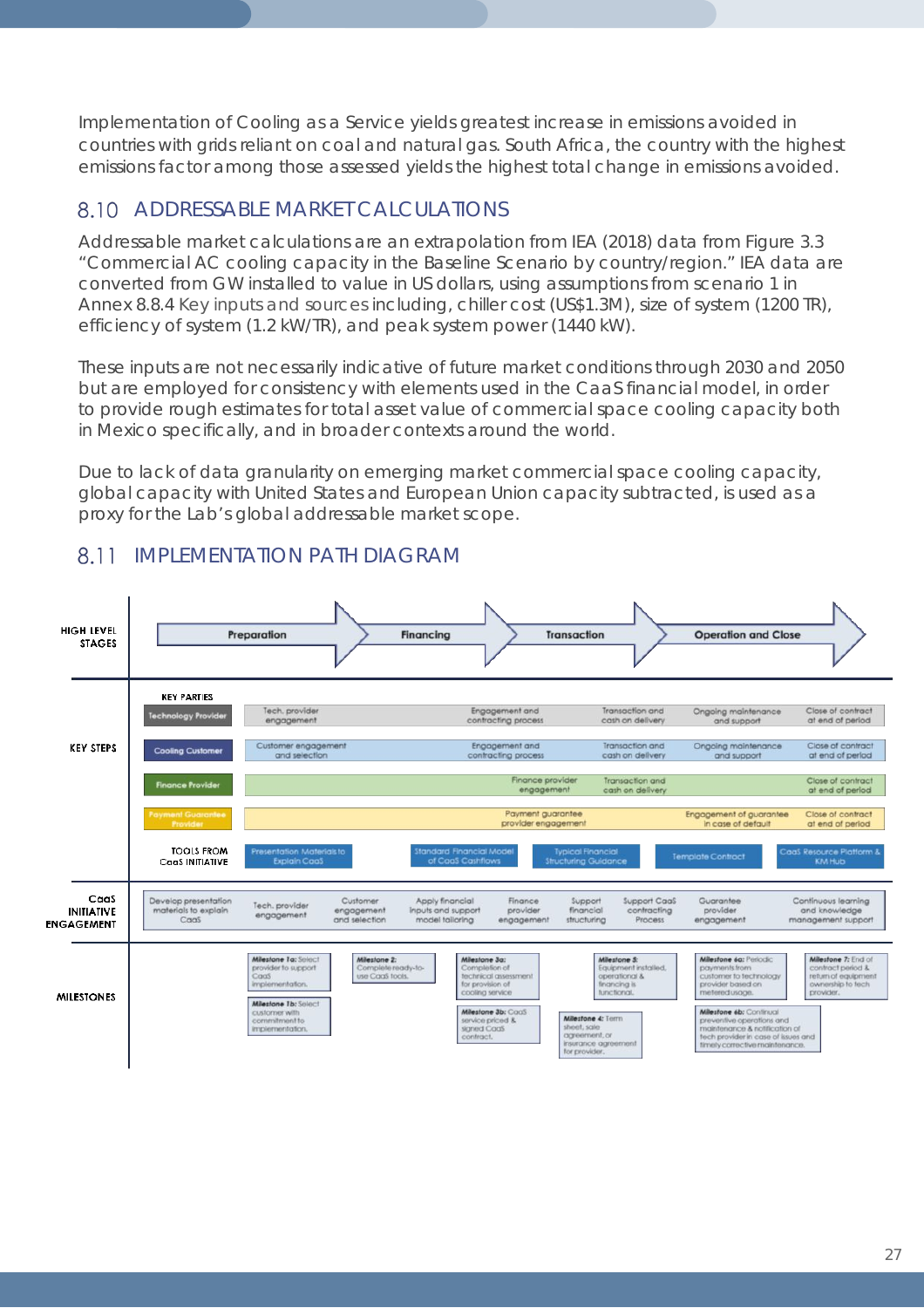Implementation of Cooling as a Service yields greatest increase in emissions avoided in countries with grids reliant on coal and natural gas. South Africa, the country with the highest emissions factor among those assessed yields the highest total change in emissions avoided.

## 8.10 ADDRESSABLE MARKET CALCULATIONS

Addressable market calculations are an extrapolation from IEA (2018) data from Figure 3.3 "Commercial AC cooling capacity in the Baseline Scenario by country/region." IEA data are converted from GW installed to value in US dollars, using assumptions from scenario 1 in Annex 8.8.4 Key inputs and sources including, chiller cost (US$1.3M), size of system (1200 TR), efficiency of system (1.2 kW/TR), and peak system power (1440 kW).

These inputs are not necessarily indicative of future market conditions through 2030 and 2050 but are employed for consistency with elements used in the CaaS financial model, in order to provide rough estimates for total asset value of commercial space cooling capacity both in Mexico specifically, and in broader contexts around the world.

Due to lack of data granularity on emerging market commercial space cooling capacity, global capacity with United States and European Union capacity subtracted, is used as a proxy for the Lab's global addressable market scope.

## 8.11 IMPLEMENTATION PATH DIAGRAM

**HIGH LEVEL STAGES:** Preparation → Financing → Transaction → Operation and Close

**KEY STEPS**

| Key Parties | Preparation | Financing | Transaction | Operation and Close | |
|---|---|---|---|---|---|
| Technology Provider | Tech. provider engagement; Engagement and contracting process | | Transaction and cash on delivery | Ongoing maintenance and support | Close of contract at end of period |
| Cooling Customer | Customer engagement and selection; Engagement and contracting process | | Transaction and cash on delivery | Ongoing maintenance and support | Close of contract at end of period |
| Finance Provider | | Finance provider engagement | Transaction and cash on delivery | | Close of contract at end of period |
| Payment Guarantee Provider | | Payment guarantee provider engagement | | Engagement of guarantee in case of default | Close of contract at end of period |
| Tools from CaaS Initiative | Presentation Materials to Explain CaaS | Standard Financial Model of CaaS Cashflows | Typical Financial Structuring Guidance | Template Contract | CaaS Resource Platform & KM Hub |

**CaaS INITIATIVE ENGAGEMENT:** Develop presentation materials to explain CaaS; Tech. provider engagement; Customer engagement and selection; Apply financial inputs and support model tailoring; Finance provider engagement; Support financial structuring; Support CaaS contracting Process; Guarantee provider engagement; Continuous learning and knowledge management support

**MILESTONES**

- **Milestone 1a:** Select provider to support CaaS implementation.
- **Milestone 1b:** Select customer with commitment to implementation.
- **Milestone 2:** Complete ready-to-use CaaS tools.
- **Milestone 3a:** Completion of technical assessment for provision of cooling service
- **Milestone 3b:** CaaS service priced & signed CaaS contract.
- **Milestone 4:** Term sheet, sale agreement, or insurance agreement for provider.
- **Milestone 5:** Equipment installed, operational & financing is functional.
- **Milestone 6a:** Periodic payments from customer to technology provider based on metered usage.
- **Milestone 6b:** Continual preventive operations and maintenance & notification of tech provider in case of issues and timely corrective maintenance.
- **Milestone 7:** End of contract period & return of equipment ownership to tech provider.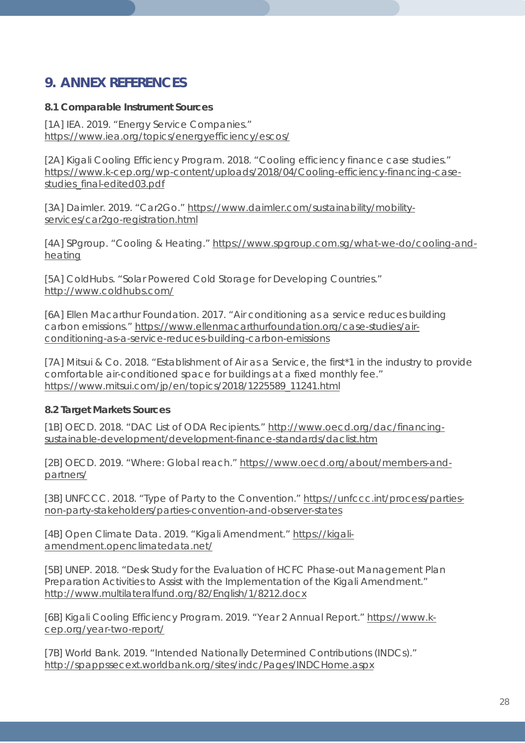# 9. ANNEX REFERENCES

**8.1 Comparable Instrument Sources**

[1A] IEA. 2019. "Energy Service Companies." https://www.iea.org/topics/energyefficiency/escos/

[2A] Kigali Cooling Efficiency Program. 2018. "Cooling efficiency finance case studies." https://www.k-cep.org/wp-content/uploads/2018/04/Cooling-efficiency-financing-case-studies_final-edited03.pdf

[3A] Daimler. 2019. "Car2Go." https://www.daimler.com/sustainability/mobility-services/car2go-registration.html

[4A] SPgroup. "Cooling & Heating." https://www.spgroup.com.sg/what-we-do/cooling-and-heating

[5A] ColdHubs. "Solar Powered Cold Storage for Developing Countries." http://www.coldhubs.com/

[6A] Ellen Macarthur Foundation. 2017. "Air conditioning as a service reduces building carbon emissions." https://www.ellenmacarthurfoundation.org/case-studies/air-conditioning-as-a-service-reduces-building-carbon-emissions

[7A] Mitsui & Co. 2018. "Establishment of Air as a Service, the first*1 in the industry to provide comfortable air-conditioned space for buildings at a fixed monthly fee." https://www.mitsui.com/jp/en/topics/2018/1225589_11241.html

**8.2 Target Markets Sources**

[1B] OECD. 2018. "DAC List of ODA Recipients." http://www.oecd.org/dac/financing-sustainable-development/development-finance-standards/daclist.htm

[2B] OECD. 2019. "Where: Global reach." https://www.oecd.org/about/members-and-partners/

[3B] UNFCCC. 2018. "Type of Party to the Convention." https://unfccc.int/process/parties-non-party-stakeholders/parties-convention-and-observer-states

[4B] Open Climate Data. 2019. "Kigali Amendment." https://kigali-amendment.openclimatedata.net/

[5B] UNEP. 2018. "Desk Study for the Evaluation of HCFC Phase-out Management Plan Preparation Activities to Assist with the Implementation of the Kigali Amendment." http://www.multilateralfund.org/82/English/1/8212.docx

[6B] Kigali Cooling Efficiency Program. 2019. "Year 2 Annual Report." https://www.k-cep.org/year-two-report/

[7B] World Bank. 2019. "Intended Nationally Determined Contributions (INDCs)." http://spappssecext.worldbank.org/sites/indc/Pages/INDCHome.aspx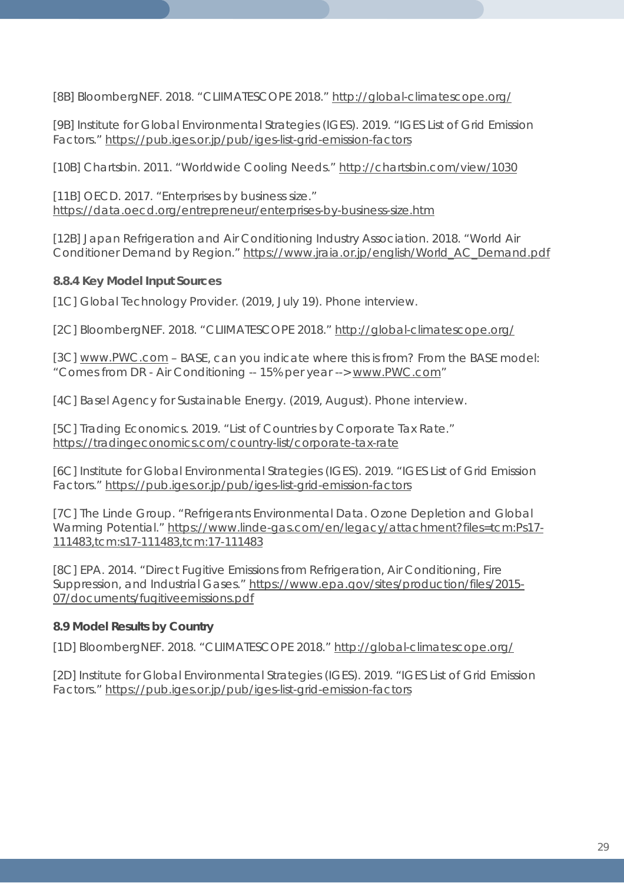[8B] BloombergNEF. 2018. "CLIIMATESCOPE 2018." http://global-climatescope.org/

[9B] Institute for Global Environmental Strategies (IGES). 2019. "IGES List of Grid Emission Factors." https://pub.iges.or.jp/pub/iges-list-grid-emission-factors

[10B] Chartsbin. 2011. "Worldwide Cooling Needs." http://chartsbin.com/view/1030

[11B] OECD. 2017. "Enterprises by business size." https://data.oecd.org/entrepreneur/enterprises-by-business-size.htm

[12B] Japan Refrigeration and Air Conditioning Industry Association. 2018. "World Air Conditioner Demand by Region." https://www.jraia.or.jp/english/World_AC_Demand.pdf

**8.8.4 Key Model Input Sources**

[1C] Global Technology Provider. (2019, July 19). Phone interview.

[2C] BloombergNEF. 2018. "CLIIMATESCOPE 2018." http://global-climatescope.org/

[3C] www.PWC.com – BASE, can you indicate where this is from? From the BASE model: "Comes from DR - Air Conditioning -- 15% per year --> www.PWC.com"

[4C] Basel Agency for Sustainable Energy. (2019, August). Phone interview.

[5C] Trading Economics. 2019. "List of Countries by Corporate Tax Rate." https://tradingeconomics.com/country-list/corporate-tax-rate

[6C] Institute for Global Environmental Strategies (IGES). 2019. "IGES List of Grid Emission Factors." https://pub.iges.or.jp/pub/iges-list-grid-emission-factors

[7C] The Linde Group. "Refrigerants Environmental Data. Ozone Depletion and Global Warming Potential." https://www.linde-gas.com/en/legacy/attachment?files=tcm:Ps17-111483,tcm:s17-111483,tcm:17-111483

[8C] EPA. 2014. "Direct Fugitive Emissions from Refrigeration, Air Conditioning, Fire Suppression, and Industrial Gases." https://www.epa.gov/sites/production/files/2015-07/documents/fugitiveemissions.pdf

**8.9 Model Results by Country**

[1D] BloombergNEF. 2018. "CLIIMATESCOPE 2018." http://global-climatescope.org/

[2D] Institute for Global Environmental Strategies (IGES). 2019. "IGES List of Grid Emission Factors." https://pub.iges.or.jp/pub/iges-list-grid-emission-factors